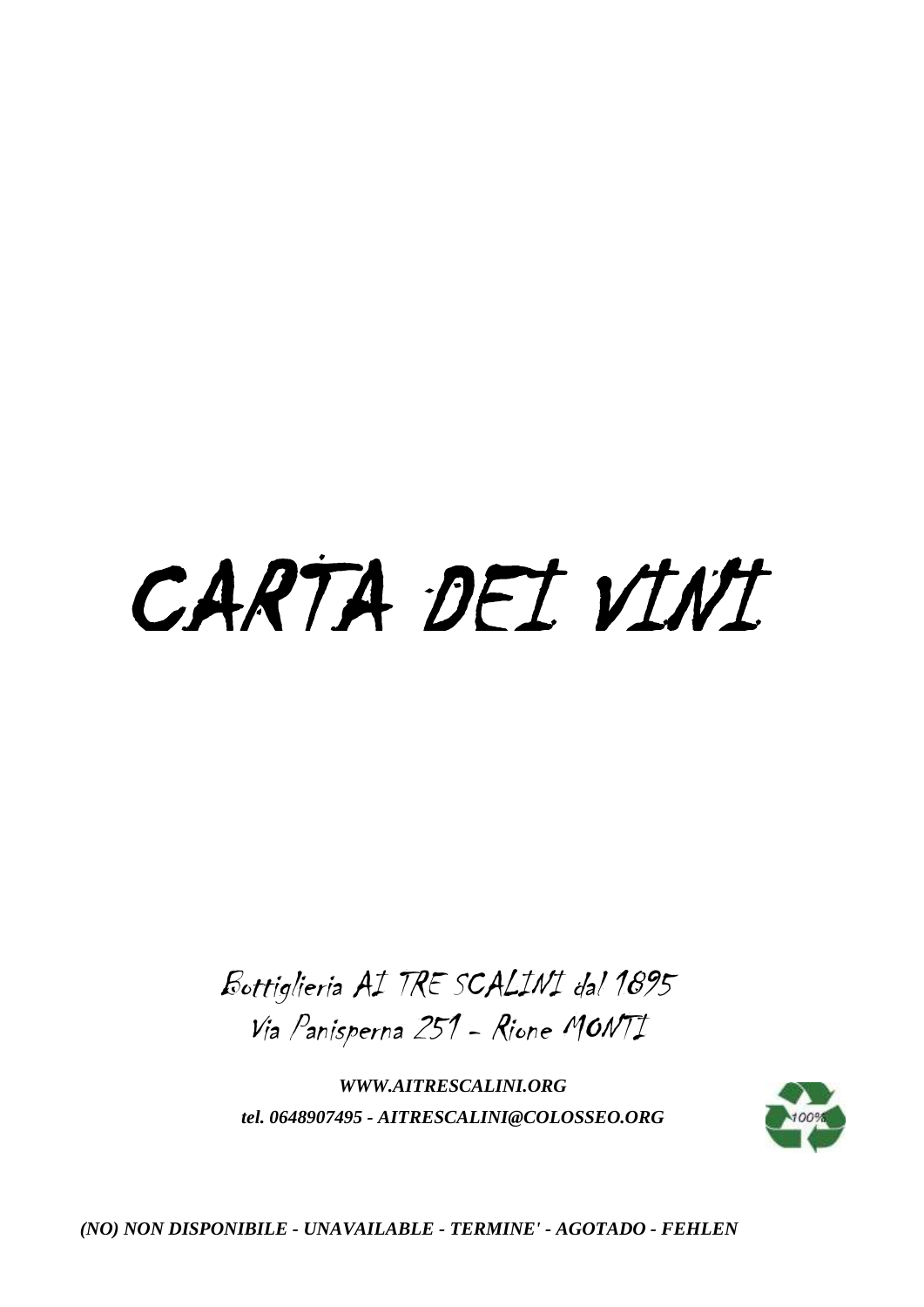# CARTA DEI VINI

Bottiglieria AI TRE SCALINI dal 1895
Via Panisperna 251 - Rione MONTI

***WWW.AITRESCALINI.ORG***

***tel. 0648907495 - AITRESCALINI@COLOSSEO.ORG***

***(NO) NON DISPONIBILE - UNAVAILABLE - TERMINE' - AGOTADO - FEHLEN***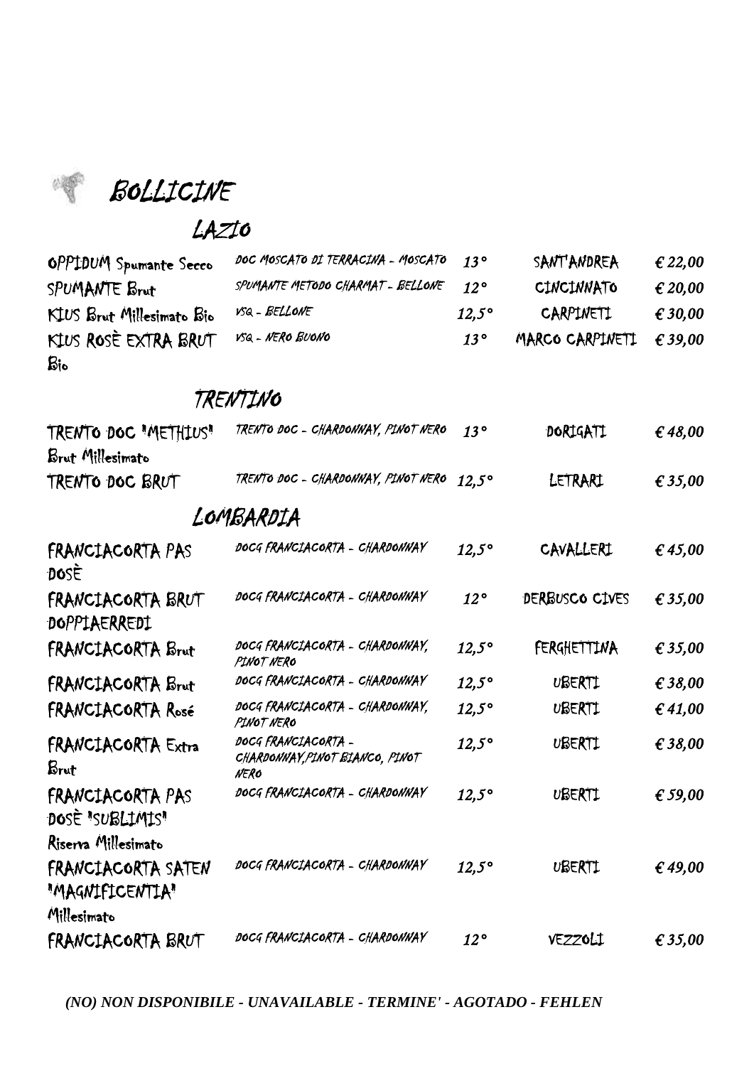# BOLLICINE

## LAZIO

| | | | | |
|---|---|---|---|---|
| OPPIDUM Spumante Secco | DOC MOSCATO DI TERRACINA - MOSCATO | 13° | SANT'ANDREA | € 22,00 |
| SPUMANTE Brut | SPUMANTE METODO CHARMAT - BELLONE | 12° | CINCINNATO | € 20,00 |
| KIUS Brut Millesimato Bio | VSQ - BELLONE | 12,5° | CARPINETI | € 30,00 |
| KIUS ROSÈ EXTRA BRUT Bio | VSQ - NERO BUONO | 13° | MARCO CARPINETI | € 39,00 |

## TRENTINO

| | | | | |
|---|---|---|---|---|
| TRENTO DOC "METHIUS" Brut Millesimato | TRENTO DOC - CHARDONNAY, PINOT NERO | 13° | DORIGATI | € 48,00 |
| TRENTO DOC BRUT | TRENTO DOC - CHARDONNAY, PINOT NERO | 12,5° | LETRARI | € 35,00 |

## LOMBARDIA

| | | | | |
|---|---|---|---|---|
| FRANCIACORTA PAS DOSÈ | DOCG FRANCIACORTA - CHARDONNAY | 12,5° | CAVALLERI | € 45,00 |
| FRANCIACORTA BRUT DOPPIAERREDI | DOCG FRANCIACORTA - CHARDONNAY | 12° | DERBUSCO CIVES | € 35,00 |
| FRANCIACORTA Brut | DOCG FRANCIACORTA - CHARDONNAY, PINOT NERO | 12,5° | FERGHETTINA | € 35,00 |
| FRANCIACORTA Brut | DOCG FRANCIACORTA - CHARDONNAY | 12,5° | UBERTI | € 38,00 |
| FRANCIACORTA Rosé | DOCG FRANCIACORTA - CHARDONNAY, PINOT NERO | 12,5° | UBERTI | € 41,00 |
| FRANCIACORTA Extra Brut | DOCG FRANCIACORTA - CHARDONNAY,PINOT BIANCO, PINOT NERO | 12,5° | UBERTI | € 38,00 |
| FRANCIACORTA PAS DOSÈ "SUBLIMIS" Riserva Millesimato | DOCG FRANCIACORTA - CHARDONNAY | 12,5° | UBERTI | € 59,00 |
| FRANCIACORTA SATEN "MAGNIFICENTIA" Millesimato | DOCG FRANCIACORTA - CHARDONNAY | 12,5° | UBERTI | € 49,00 |
| FRANCIACORTA BRUT | DOCG FRANCIACORTA - CHARDONNAY | 12° | VEZZOLI | € 35,00 |

*(NO) NON DISPONIBILE - UNAVAILABLE - TERMINE' - AGOTADO - FEHLEN*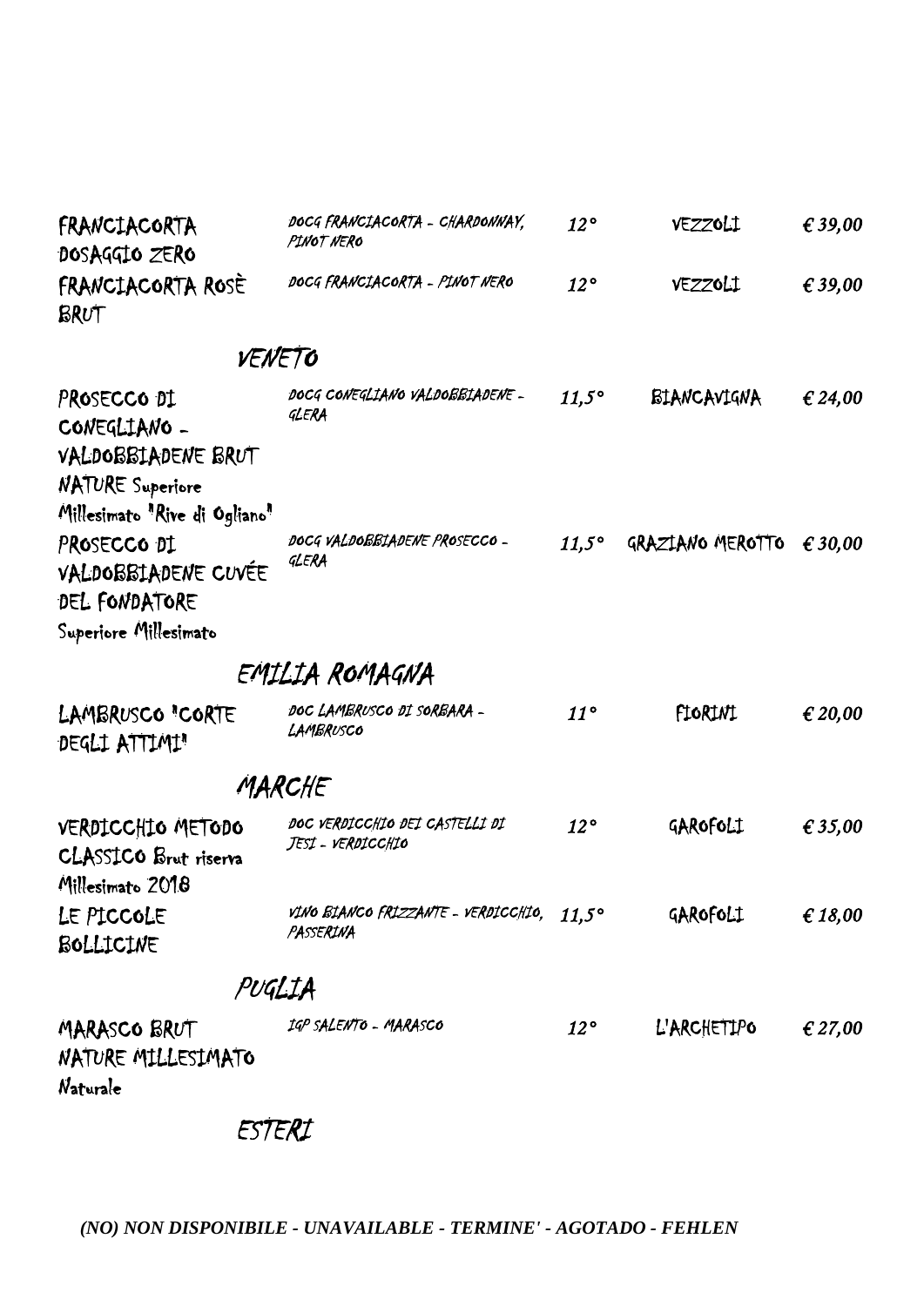| | | | | |
|---|---|---|---|---|
| FRANCIACORTA DOSAGGIO ZERO | *DOCG FRANCIACORTA - CHARDONNAY, PINOT NERO* | *12°* | VEZZOLI | *€ 39,00* |
| FRANCIACORTA ROSÈ BRUT | *DOCG FRANCIACORTA - PINOT NERO* | *12°* | VEZZOLI | *€ 39,00* |

## *VENETO*

| | | | | |
|---|---|---|---|---|
| PROSECCO DI CONEGLIANO - VALDOBBIADENE BRUT NATURE Superiore Millesimato "Rive di Ogliano" | *DOCG CONEGLIANO VALDOBBIADENE - GLERA* | *11,5°* | BIANCAVIGNA | *€ 24,00* |
| PROSECCO DI VALDOBBIADENE CUVÉE DEL FONDATORE Superiore Millesimato | *DOCG VALDOBBIADENE PROSECCO - GLERA* | *11,5°* | GRAZIANO MEROTTO | *€ 30,00* |

## *EMILIA ROMAGNA*

| | | | | |
|---|---|---|---|---|
| LAMBRUSCO "CORTE DEGLI ATTIMI" | *DOC LAMBRUSCO DI SORBARA - LAMBRUSCO* | *11°* | FIORINI | *€ 20,00* |

## *MARCHE*

| | | | | |
|---|---|---|---|---|
| VERDICCHIO METODO CLASSICO Brut riserva Millesimato 2018 | *DOC VERDICCHIO DEI CASTELLI DI JESI - VERDICCHIO* | *12°* | GAROFOLI | *€ 35,00* |
| LE PICCOLE BOLLICINE | *VINO BIANCO FRIZZANTE - VERDICCHIO, PASSERINA* | *11,5°* | GAROFOLI | *€ 18,00* |

## *PUGLIA*

| | | | | |
|---|---|---|---|---|
| MARASCO BRUT NATURE MILLESIMATO Naturale | *IGP SALENTO - MARASCO* | *12°* | L'ARCHETIPO | *€ 27,00* |

## *ESTERI*

***(NO) NON DISPONIBILE - UNAVAILABLE - TERMINE' - AGOTADO - FEHLEN***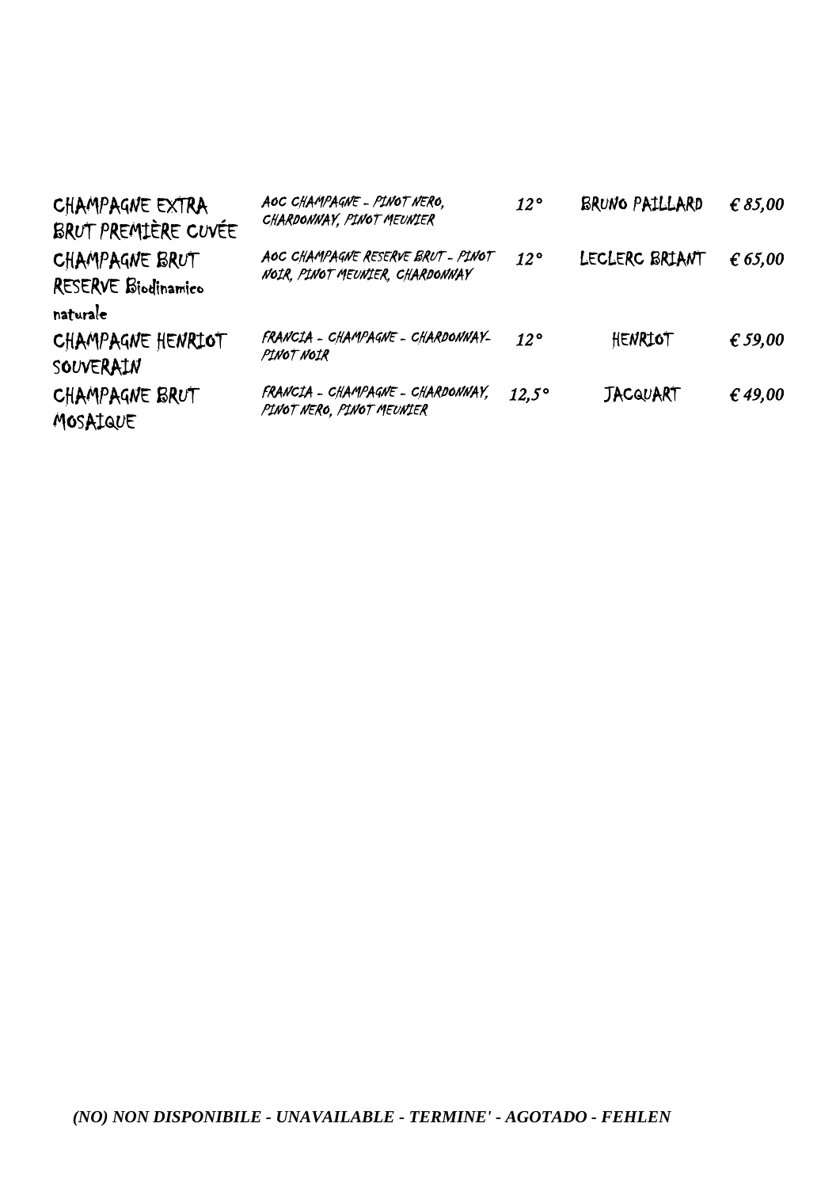| | | | | |
|---|---|---|---|---|
| CHAMPAGNE EXTRA BRUT PREMIÈRE CUVÉE | AOC CHAMPAGNE - PINOT NERO, CHARDONNAY, PINOT MEUNIER | *12°* | BRUNO PAILLARD | *€ 85,00* |
| CHAMPAGNE BRUT RESERVE Biodinamico naturale | AOC CHAMPAGNE RESERVE BRUT - PINOT NOIR, PINOT MEUNIER, CHARDONNAY | *12°* | LECLERC BRIANT | *€ 65,00* |
| CHAMPAGNE HENRIOT SOUVERAIN | FRANCIA - CHAMPAGNE - CHARDONNAY-PINOT NOIR | *12°* | HENRIOT | *€ 59,00* |
| CHAMPAGNE BRUT MOSAIQUE | FRANCIA - CHAMPAGNE - CHARDONNAY, PINOT NERO, PINOT MEUNIER | *12,5°* | JACQUART | *€ 49,00* |

***(NO) NON DISPONIBILE - UNAVAILABLE - TERMINE' - AGOTADO - FEHLEN***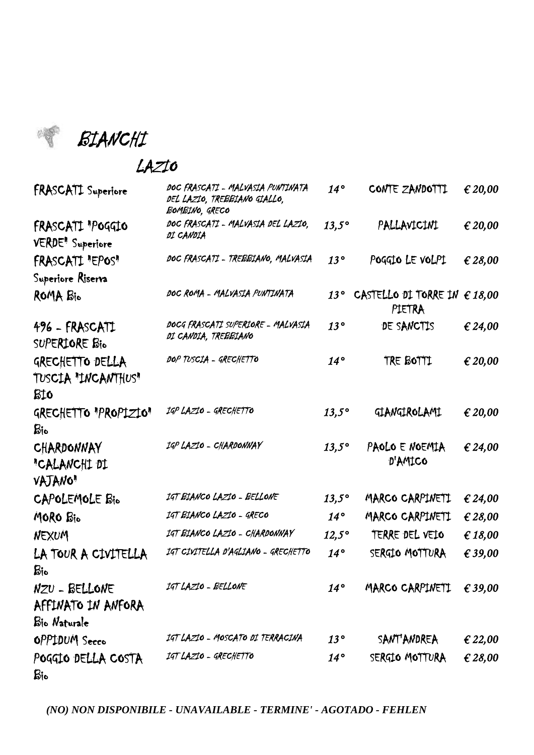# BIANCHI

## LAZIO

| | | | | |
|---|---|---|---|---|
| FRASCATI Superiore | DOC FRASCATI - MALVASIA PUNTINATA DEL LAZIO, TREBBIANO GIALLO, BOMBINO, GRECO | 14° | CONTE ZANDOTTI | € 20,00 |
| FRASCATI "POGGIO VERDE" Superiore | DOC FRASCATI - MALVASIA DEL LAZIO, DI CANDIA | 13,5° | PALLAVICINI | € 20,00 |
| FRASCATI "EPOS" Superiore Riserva | DOC FRASCATI - TREBBIANO, MALVASIA | 13° | POGGIO LE VOLPI | € 28,00 |
| ROMA Bio | DOC ROMA - MALVASIA PUNTINATA | 13° | CASTELLO DI TORRE IN PIETRA | € 18,00 |
| 496 - FRASCATI SUPERIORE Bio | DOCG FRASCATI SUPERIORE - MALVASIA DI CANDIA, TREBBIANO | 13° | DE SANCTIS | € 24,00 |
| GRECHETTO DELLA TUSCIA "INCANTHUS" BIO | DOP TUSCIA - GRECHETTO | 14° | TRE BOTTI | € 20,00 |
| GRECHETTO "PROPIZIO" Bio | IGP LAZIO - GRECHETTO | 13,5° | GIANGIROLAMI | € 20,00 |
| CHARDONNAY "CALANCHI DI VAJANO" | IGP LAZIO - CHARDONNAY | 13,5° | PAOLO E NOEMIA D'AMICO | € 24,00 |
| CAPOLEMOLE Bio | IGT BIANCO LAZIO - BELLONE | 13,5° | MARCO CARPINETI | € 24,00 |
| MORO Bio | IGT BIANCO LAZIO - GRECO | 14° | MARCO CARPINETI | € 28,00 |
| NEXUM | IGT BIANCO LAZIO - CHARDONNAY | 12,5° | TERRE DEL VEIO | € 18,00 |
| LA TOUR A CIVITELLA Bio | IGT CIVITELLA D'AGLIANO - GRECHETTO | 14° | SERGIO MOTTURA | € 39,00 |
| NZU - BELLONE AFFINATO IN ANFORA Bio Naturale | IGT LAZIO - BELLONE | 14° | MARCO CARPINETI | € 39,00 |
| OPPIDUM Secco | IGT LAZIO - MOSCATO DI TERRACINA | 13° | SANT'ANDREA | € 22,00 |
| POGGIO DELLA COSTA Bio | IGT LAZIO - GRECHETTO | 14° | SERGIO MOTTURA | € 28,00 |

*(NO) NON DISPONIBILE - UNAVAILABLE - TERMINE' - AGOTADO - FEHLEN*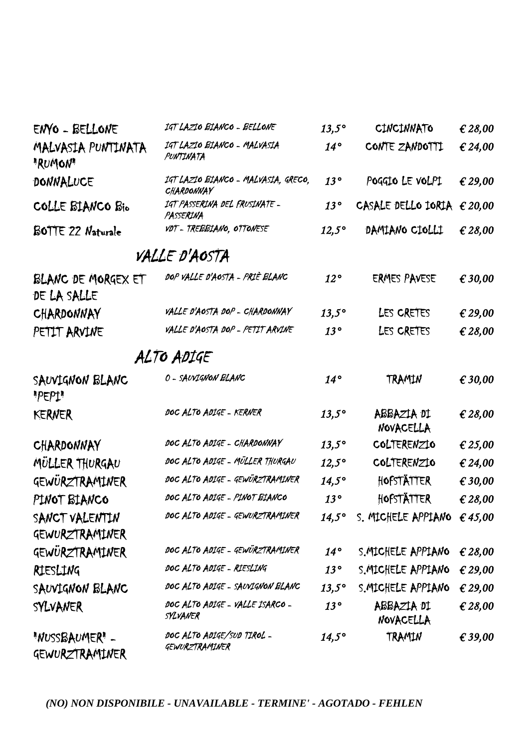| | | | | |
|---|---|---|---|---|
| ENYO - BELLONE | IGT LAZIO BIANCO - BELLONE | 13,5° | CINCINNATO | € 28,00 |
| MALVASIA PUNTINATA "RUMON" | IGT LAZIO BIANCO - MALVASIA PUNTINATA | 14° | CONTE ZANDOTTI | € 24,00 |
| DONNALUCE | IGT LAZIO BIANCO - MALVASIA, GRECO, CHARDONNAY | 13° | POGGIO LE VOLPI | € 29,00 |
| COLLE BIANCO Bio | IGT PASSERINA DEL FRUSINATE - PASSERINA | 13° | CASALE DELLO IORIA | € 20,00 |
| BOTTE 22 Naturale | VDT - TREBBIANO, OTTONESE | 12,5° | DAMIANO CIOLLI | € 28,00 |

## VALLE D'AOSTA

| | | | | |
|---|---|---|---|---|
| BLANC DE MORGEX ET DE LA SALLE | DOP VALLE D'AOSTA - PRIÈ BLANC | 12° | ERMES PAVESE | € 30,00 |
| CHARDONNAY | VALLE D'AOSTA DOP - CHARDONNAY | 13,5° | LES CRETES | € 29,00 |
| PETIT ARVINE | VALLE D'AOSTA DOP - PETIT ARVINE | 13° | LES CRETES | € 28,00 |

## ALTO ADIGE

| | | | | |
|---|---|---|---|---|
| SAUVIGNON BLANC "PEPI" | O - SAUVIGNON BLANC | 14° | TRAMIN | € 30,00 |
| KERNER | DOC ALTO ADIGE - KERNER | 13,5° | ABBAZIA DI NOVACELLA | € 28,00 |
| CHARDONNAY | DOC ALTO ADIGE - CHARDONNAY | 13,5° | COLTERENZIO | € 25,00 |
| MÜLLER THURGAU | DOC ALTO ADIGE - MÜLLER THURGAU | 12,5° | COLTERENZIO | € 24,00 |
| GEWÜRZTRAMINER | DOC ALTO ADIGE - GEWÜRZTRAMINER | 14,5° | HOFSTÄTTER | € 30,00 |
| PINOT BIANCO | DOC ALTO ADIGE - PINOT BIANCO | 13° | HOFSTÄTTER | € 28,00 |
| SANCT VALENTIN GEWURZTRAMINER | DOC ALTO ADIGE - GEWURZTRAMINER | 14,5° | S. MICHELE APPIANO | € 45,00 |
| GEWÜRZTRAMINER | DOC ALTO ADIGE - GEWÜRZTRAMINER | 14° | S.MICHELE APPIANO | € 28,00 |
| RIESLING | DOC ALTO ADIGE - RIESLING | 13° | S.MICHELE APPIANO | € 29,00 |
| SAUVIGNON BLANC | DOC ALTO ADIGE - SAUVIGNON BLANC | 13,5° | S.MICHELE APPIANO | € 29,00 |
| SYLVANER | DOC ALTO ADIGE - VALLE ISARCO - SYLVANER | 13° | ABBAZIA DI NOVACELLA | € 28,00 |
| "NUSSBAUMER" - GEWURZTRAMINER | DOC ALTO ADIGE/SUD TIROL - GEWURZTRAMINER | 14,5° | TRAMIN | € 39,00 |

*(NO) NON DISPONIBILE - UNAVAILABLE - TERMINE' - AGOTADO - FEHLEN*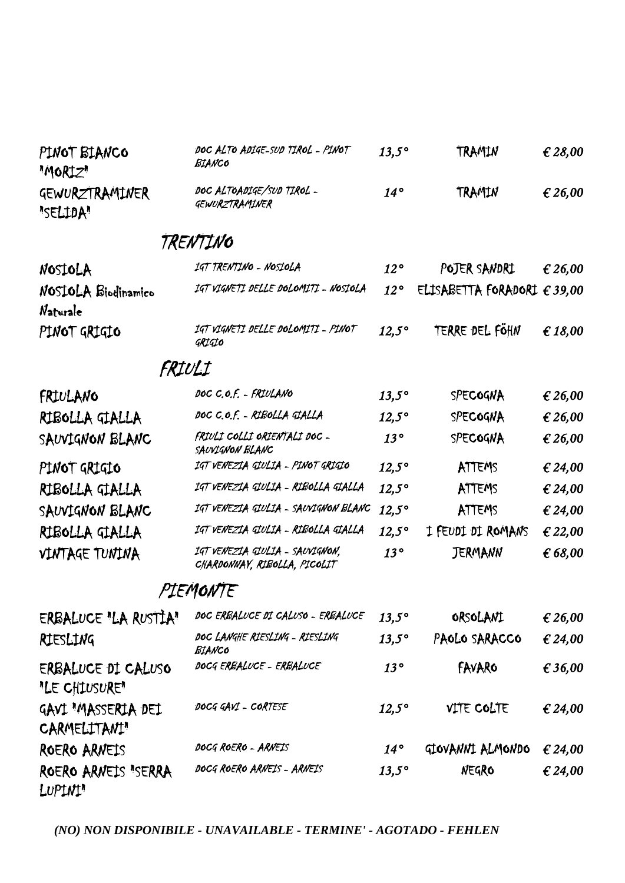| | | | | |
|---|---|---|---|---|
| PINOT BIANCO "MORIZ" | DOC ALTO ADIGE-SUD TIROL - PINOT BIANCO | 13,5° | TRAMIN | € 28,00 |
| GEWURZTRAMINER "SELIDA" | DOC ALTOADIGE/SUD TIROL - GEWURZTRAMINER | 14° | TRAMIN | € 26,00 |

## TRENTINO

| | | | | |
|---|---|---|---|---|
| NOSIOLA | IGT TRENTINO - NOSIOLA | 12° | POJER SANDRI | € 26,00 |
| NOSIOLA Biodinamico Naturale | IGT VIGNETI DELLE DOLOMITI - NOSIOLA | 12° | ELISABETTA FORADORI | € 39,00 |
| PINOT GRIGIO | IGT VIGNETI DELLE DOLOMITI - PINOT GRIGIO | 12,5° | TERRE DEL FÖHN | € 18,00 |

## FRIULI

| | | | | |
|---|---|---|---|---|
| FRIULANO | DOC C.O.F. - FRIULANO | 13,5° | SPECOGNA | € 26,00 |
| RIBOLLA GIALLA | DOC C.O.F. - RIBOLLA GIALLA | 12,5° | SPECOGNA | € 26,00 |
| SAUVIGNON BLANC | FRIULI COLLI ORIENTALI DOC - SAUVIGNON BLANC | 13° | SPECOGNA | € 26,00 |
| PINOT GRIGIO | IGT VENEZIA GIULIA - PINOT GRIGIO | 12,5° | ATTEMS | € 24,00 |
| RIBOLLA GIALLA | IGT VENEZIA GIULIA - RIBOLLA GIALLA | 12,5° | ATTEMS | € 24,00 |
| SAUVIGNON BLANC | IGT VENEZIA GIULIA - SAUVIGNON BLANC | 12,5° | ATTEMS | € 24,00 |
| RIBOLLA GIALLA | IGT VENEZIA GIULIA - RIBOLLA GIALLA | 12,5° | I FEUDI DI ROMANS | € 22,00 |
| VINTAGE TUNINA | IGT VENEZIA GIULIA - SAUVIGNON, CHARDONNAY, RIBOLLA, PICOLIT | 13° | JERMANN | € 68,00 |

## PIEMONTE

| | | | | |
|---|---|---|---|---|
| ERBALUCE "LA RUSTÌA" | DOC ERBALUCE DI CALUSO - ERBALUCE | 13,5° | ORSOLANI | € 26,00 |
| RIESLING | DOC LANGHE RIESLING - RIESLING BIANCO | 13,5° | PAOLO SARACCO | € 24,00 |
| ERBALUCE DI CALUSO "LE CHIUSURE" | DOCG ERBALUCE - ERBALUCE | 13° | FAVARO | € 36,00 |
| GAVI "MASSERIA DEI CARMELITANI" | DOCG GAVI - CORTESE | 12,5° | VITE COLTE | € 24,00 |
| ROERO ARNEIS | DOCG ROERO - ARNEIS | 14° | GIOVANNI ALMONDO | € 24,00 |
| ROERO ARNEIS "SERRA LUPINI" | DOCG ROERO ARNEIS - ARNEIS | 13,5° | NEGRO | € 24,00 |

*(NO) NON DISPONIBILE - UNAVAILABLE - TERMINE' - AGOTADO - FEHLEN*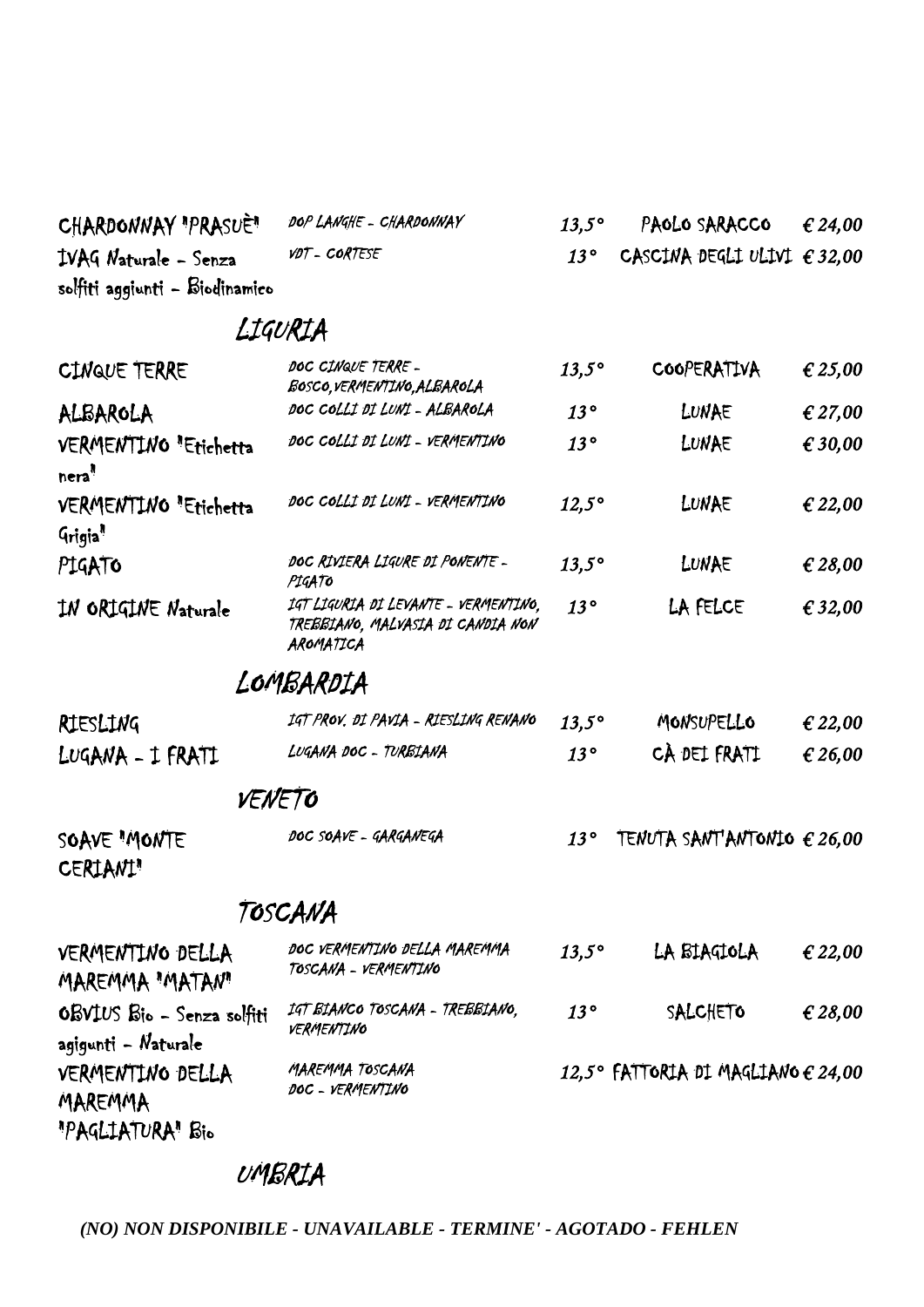| | | | | |
|---|---|---|---|---|
| CHARDONNAY "PRASUÈ" | DOP LANGHE - CHARDONNAY | 13,5° | PAOLO SARACCO | € 24,00 |
| IVAG Naturale - Senza solfiti aggiunti - Biodinamico | VDT - CORTESE | 13° | CASCINA DEGLI ULIVI | € 32,00 |

## LIGURIA

| | | | | |
|---|---|---|---|---|
| CINQUE TERRE | DOC CINQUE TERRE - BOSCO,VERMENTINO,ALBAROLA | 13,5° | COOPERATIVA | € 25,00 |
| ALBAROLA | DOC COLLI DI LUNI - ALBAROLA | 13° | LUNAE | € 27,00 |
| VERMENTINO "Etichetta nera" | DOC COLLI DI LUNI - VERMENTINO | 13° | LUNAE | € 30,00 |
| VERMENTINO "Etichetta Grigia" | DOC COLLI DI LUNI - VERMENTINO | 12,5° | LUNAE | € 22,00 |
| PIGATO | DOC RIVIERA LIGURE DI PONENTE - PIGATO | 13,5° | LUNAE | € 28,00 |
| IN ORIGINE Naturale | IGT LIGURIA DI LEVANTE - VERMENTINO, TREBBIANO, MALVASIA DI CANDIA NON AROMATICA | 13° | LA FELCE | € 32,00 |

## LOMBARDIA

| | | | | |
|---|---|---|---|---|
| RIESLING | IGT PROV. DI PAVIA - RIESLING RENANO | 13,5° | MONSUPELLO | € 22,00 |
| LUGANA - I FRATI | LUGANA DOC - TURBIANA | 13° | CÀ DEI FRATI | € 26,00 |

## VENETO

| | | | | |
|---|---|---|---|---|
| SOAVE "MONTE CERIANI" | DOC SOAVE - GARGANEGA | 13° | TENUTA SANT'ANTONIO | € 26,00 |

## TOSCANA

| | | | | |
|---|---|---|---|---|
| VERMENTINO DELLA MAREMMA "MATAN" | DOC VERMENTINO DELLA MAREMMA TOSCANA - VERMENTINO | 13,5° | LA BIAGIOLA | € 22,00 |
| OBVIUS Bio - Senza solfiti agigunti - Naturale | IGT BIANCO TOSCANA - TREBBIANO, VERMENTINO | 13° | SALCHETO | € 28,00 |
| VERMENTINO DELLA MAREMMA "PAGLIATURA" Bio | MAREMMA TOSCANA DOC - VERMENTINO | 12,5° | FATTORIA DI MAGLIANO | € 24,00 |

## UMBRIA

*(NO) NON DISPONIBILE - UNAVAILABLE - TERMINE' - AGOTADO - FEHLEN*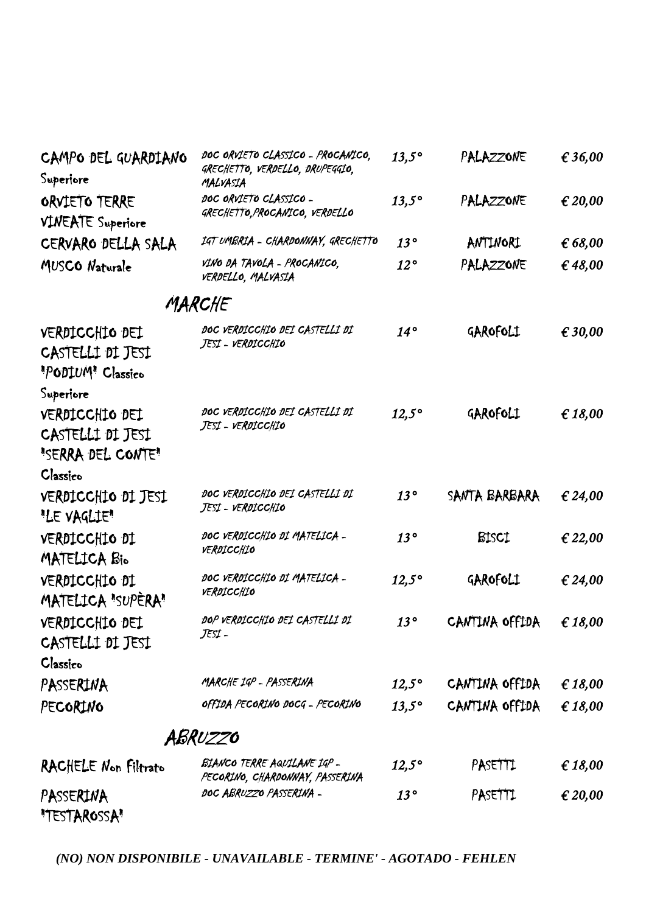| | | | | |
|---|---|---|---|---|
| CAMPO DEL GUARDIANO Superiore | DOC ORVIETO CLASSICO - PROCANICO, GRECHETTO, VERDELLO, DRUPEGGIO, MALVASIA | *13,5°* | PALAZZONE | *€ 36,00* |
| ORVIETO TERRE VINEATE Superiore | DOC ORVIETO CLASSICO - GRECHETTO,PROCANICO, VERDELLO | *13,5°* | PALAZZONE | *€ 20,00* |
| CERVARO DELLA SALA | IGT UMBRIA - CHARDONNAY, GRECHETTO | *13°* | ANTINORI | *€ 68,00* |
| MUSCO Naturale | VINO DA TAVOLA - PROCANICO, VERDELLO, MALVASIA | *12°* | PALAZZONE | *€ 48,00* |

## MARCHE

| | | | | |
|---|---|---|---|---|
| VERDICCHIO DEI CASTELLI DI JESI "PODIUM" Classico Superiore | DOC VERDICCHIO DEI CASTELLI DI JESI - VERDICCHIO | *14°* | GAROFOLI | *€ 30,00* |
| VERDICCHIO DEI CASTELLI DI JESI "SERRA DEL CONTE" Classico | DOC VERDICCHIO DEI CASTELLI DI JESI - VERDICCHIO | *12,5°* | GAROFOLI | *€ 18,00* |
| VERDICCHIO DI JESI "LE VAGLIE" | DOC VERDICCHIO DEI CASTELLI DI JESI - VERDICCHIO | *13°* | SANTA BARBARA | *€ 24,00* |
| VERDICCHIO DI MATELICA Bio | DOC VERDICCHIO DI MATELICA - VERDICCHIO | *13°* | BISCI | *€ 22,00* |
| VERDICCHIO DI MATELICA "SUPÈRA" | DOC VERDICCHIO DI MATELICA - VERDICCHIO | *12,5°* | GAROFOLI | *€ 24,00* |
| VERDICCHIO DEI CASTELLI DI JESI Classico | DOP VERDICCHIO DEI CASTELLI DI JESI - | *13°* | CANTINA OFFIDA | *€ 18,00* |
| PASSERINA | MARCHE IGP - PASSERINA | *12,5°* | CANTINA OFFIDA | *€ 18,00* |
| PECORINO | OFFIDA PECORINO DOCG - PECORINO | *13,5°* | CANTINA OFFIDA | *€ 18,00* |

## ABRUZZO

| | | | | |
|---|---|---|---|---|
| RACHELE Non Filtrato | BIANCO TERRE AQUILANE IGP - PECORINO, CHARDONNAY, PASSERINA | *12,5°* | PASETTI | *€ 18,00* |
| PASSERINA "TESTAROSSA" | DOC ABRUZZO PASSERINA - | *13°* | PASETTI | *€ 20,00* |

***(NO) NON DISPONIBILE - UNAVAILABLE - TERMINE' - AGOTADO - FEHLEN***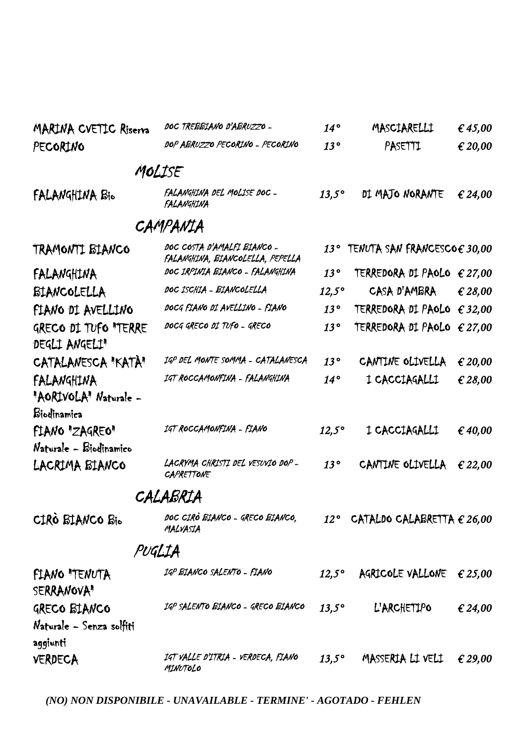| | | | | |
|---|---|---|---|---|
| MARINA CVETIC Riserva | DOC TREBBIANO D'ABRUZZO - | 14° | MASCIARELLI | € 45,00 |
| PECORINO | DOP ABRUZZO PECORINO - PECORINO | 13° | PASETTI | € 20,00 |

## MOLISE

| | | | | |
|---|---|---|---|---|
| FALANGHINA Bio | FALANGHINA DEL MOLISE DOC - FALANGHINA | 13,5° | DI MAJO NORANTE | € 24,00 |

## CAMPANIA

| | | | | |
|---|---|---|---|---|
| TRAMONTI BIANCO | DOC COSTA D'AMALFI BIANCO - FALANGHINA, BIANCOLELLA, PEPELLA | 13° | TENUTA SAN FRANCESCO | € 30,00 |
| FALANGHINA | DOC IRPINIA BIANCO - FALANGHINA | 13° | TERREDORA DI PAOLO | € 27,00 |
| BIANCOLELLA | DOC ISCHIA - BIANCOLELLA | 12,5° | CASA D'AMBRA | € 28,00 |
| FIANO DI AVELLINO | DOCG FIANO DI AVELLINO - FIANO | 13° | TERREDORA DI PAOLO | € 32,00 |
| GRECO DI TUFO "TERRE DEGLI ANGELI" | DOCG GRECO DI TUFO - GRECO | 13° | TERREDORA DI PAOLO | € 27,00 |
| CATALANESCA "KATÀ" | IGP DEL MONTE SOMMA - CATALANESCA | 13° | CANTINE OLIVELLA | € 20,00 |
| FALANGHINA "AORIVOLA" Naturale - Biodinamica | IGT ROCCAMONFINA - FALANGHINA | 14° | I CACCIAGALLI | € 28,00 |
| FIANO "ZAGREO" Naturale - Biodinamico | IGT ROCCAMONFINA - FIANO | 12,5° | I CACCIAGALLI | € 40,00 |
| LACRIMA BIANCO | LACRYMA CHRISTI DEL VESUVIO DOP - CAPRETTONE | 13° | CANTINE OLIVELLA | € 22,00 |

## CALABRIA

| | | | | |
|---|---|---|---|---|
| CIRÒ BIANCO Bio | DOC CIRÒ BIANCO - GRECO BIANCO, MALVASIA | 12° | CATALDO CALABRETTA | € 26,00 |

## PUGLIA

| | | | | |
|---|---|---|---|---|
| FIANO "TENUTA SERRANOVA" | IGP BIANCO SALENTO - FIANO | 12,5° | AGRICOLE VALLONE | € 25,00 |
| GRECO BIANCO Naturale - Senza solfiti aggiunti | IGP SALENTO BIANCO - GRECO BIANCO | 13,5° | L'ARCHETIPO | € 24,00 |
| VERDECA | IGT VALLE D'ITRIA - VERDECA, FIANO MINUTOLO | 13,5° | MASSERIA LI VELI | € 29,00 |

*(NO) NON DISPONIBILE - UNAVAILABLE - TERMINE' - AGOTADO - FEHLEN*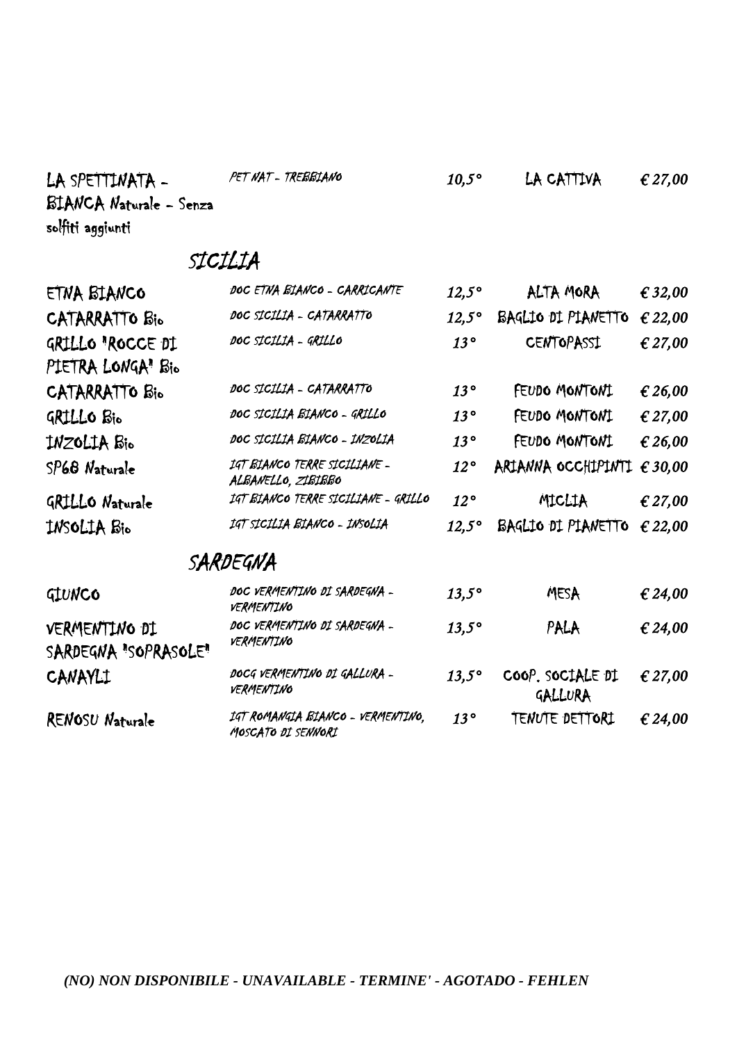| | | | | |
|---|---|---|---|---|
| LA SPETTINATA - BIANCA Naturale - Senza solfiti aggiunti | PET NAT - TREBBIANO | 10,5° | LA CATTIVA | € 27,00 |

## SICILIA

| | | | | |
|---|---|---|---|---|
| ETNA BIANCO | DOC ETNA BIANCO - CARRICANTE | 12,5° | ALTA MORA | € 32,00 |
| CATARRATTO Bio | DOC SICILIA - CATARRATTO | 12,5° | BAGLIO DI PIANETTO | € 22,00 |
| GRILLO "ROCCE DI PIETRA LONGA" Bio | DOC SICILIA - GRILLO | 13° | CENTOPASSI | € 27,00 |
| CATARRATTO Bio | DOC SICILIA - CATARRATTO | 13° | FEUDO MONTONI | € 26,00 |
| GRILLO Bio | DOC SICILIA BIANCO - GRILLO | 13° | FEUDO MONTONI | € 27,00 |
| INZOLIA Bio | DOC SICILIA BIANCO - INZOLIA | 13° | FEUDO MONTONI | € 26,00 |
| SP68 Naturale | IGT BIANCO TERRE SICILIANE - ALBANELLO, ZIBIBBO | 12° | ARIANNA OCCHIPINTI | € 30,00 |
| GRILLO Naturale | IGT BIANCO TERRE SICILIANE - GRILLO | 12° | MICLIA | € 27,00 |
| INSOLIA Bio | IGT SICILIA BIANCO - INSOLIA | 12,5° | BAGLIO DI PIANETTO | € 22,00 |

## SARDEGNA

| | | | | |
|---|---|---|---|---|
| GIUNCO | DOC VERMENTINO DI SARDEGNA - VERMENTINO | 13,5° | MESA | € 24,00 |
| VERMENTINO DI SARDEGNA "SOPRASOLE" | DOC VERMENTINO DI SARDEGNA - VERMENTINO | 13,5° | PALA | € 24,00 |
| CANAYLI | DOCG VERMENTINO DI GALLURA - VERMENTINO | 13,5° | COOP. SOCIALE DI GALLURA | € 27,00 |
| RENOSU Naturale | IGT ROMANGIA BIANCO - VERMENTINO, MOSCATO DI SENNORI | 13° | TENUTE DETTORI | € 24,00 |

*(NO) NON DISPONIBILE - UNAVAILABLE - TERMINE' - AGOTADO - FEHLEN*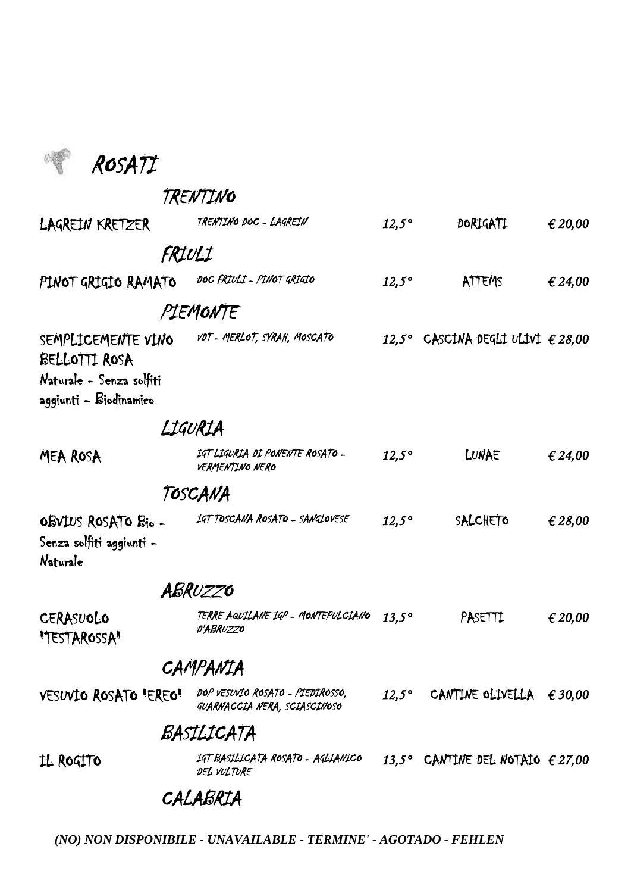# ROSATI

## TRENTINO

| | | | | |
|---|---|---|---|---|
| LAGREIN KRETZER | TRENTINO DOC - LAGREIN | 12,5° | DORIGATI | € 20,00 |

## FRIULI

| | | | | |
|---|---|---|---|---|
| PINOT GRIGIO RAMATO | DOC FRIULI - PINOT GRIGIO | 12,5° | ATTEMS | € 24,00 |

## PIEMONTE

| | | | | |
|---|---|---|---|---|
| SEMPLICEMENTE VINO BELLOTTI ROSA<br>Naturale - Senza solfiti aggiunti - Biodinamico | VDT - MERLOT, SYRAH, MOSCATO | 12,5° | CASCINA DEGLI ULIVI | € 28,00 |

## LIGURIA

| | | | | |
|---|---|---|---|---|
| MEA ROSA | IGT LIGURIA DI PONENTE ROSATO - VERMENTINO NERO | 12,5° | LUNAE | € 24,00 |

## TOSCANA

| | | | | |
|---|---|---|---|---|
| OBVIUS ROSATO Bio - Senza solfiti aggiunti - Naturale | IGT TOSCANA ROSATO - SANGIOVESE | 12,5° | SALCHETO | € 28,00 |

## ABRUZZO

| | | | | |
|---|---|---|---|---|
| CERASUOLO "TESTAROSSA" | TERRE AQUILANE IGP - MONTEPULCIANO D'ABRUZZO | 13,5° | PASETTI | € 20,00 |

## CAMPANIA

| | | | | |
|---|---|---|---|---|
| VESUVIO ROSATO "EREO" | DOP VESUVIO ROSATO - PIEDIROSSO, GUARNACCIA NERA, SCIASCINOSO | 12,5° | CANTINE OLIVELLA | € 30,00 |

## BASILICATA

| | | | | |
|---|---|---|---|---|
| IL ROGITO | IGT BASILICATA ROSATO - AGLIANICO DEL VULTURE | 13,5° | CANTINE DEL NOTAIO | € 27,00 |

## CALABRIA

*(NO) NON DISPONIBILE - UNAVAILABLE - TERMINE' - AGOTADO - FEHLEN*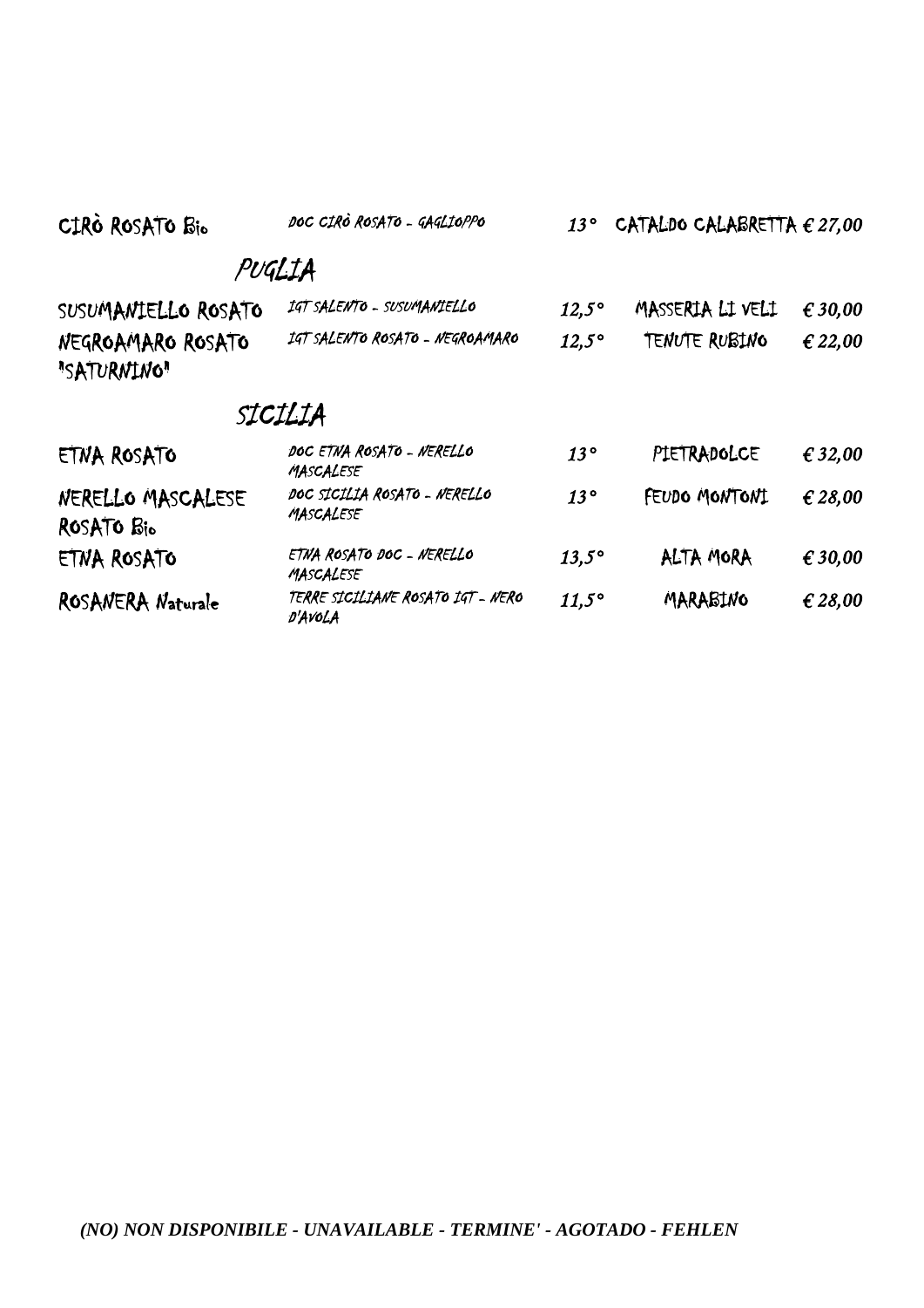| | | | | |
|---|---|---|---|---|
| CIRÒ ROSATO Bio | *DOC CIRÒ ROSATO - GAGLIOPPO* | *13°* | CATALDO CALABRETTA | *€ 27,00* |

## *PUGLIA*

| | | | | |
|---|---|---|---|---|
| SUSUMANIELLO ROSATO | *IGT SALENTO - SUSUMANIELLO* | *12,5°* | MASSERIA LI VELI | *€ 30,00* |
| NEGROAMARO ROSATO "SATURNINO" | *IGT SALENTO ROSATO - NEGROAMARO* | *12,5°* | TENUTE RUBINO | *€ 22,00* |

## *SICILIA*

| | | | | |
|---|---|---|---|---|
| ETNA ROSATO | *DOC ETNA ROSATO - NERELLO MASCALESE* | *13°* | PIETRADOLCE | *€ 32,00* |
| NERELLO MASCALESE ROSATO Bio | *DOC SICILIA ROSATO - NERELLO MASCALESE* | *13°* | FEUDO MONTONI | *€ 28,00* |
| ETNA ROSATO | *ETNA ROSATO DOC - NERELLO MASCALESE* | *13,5°* | ALTA MORA | *€ 30,00* |
| ROSANERA Naturale | *TERRE SICILIANE ROSATO IGT - NERO D'AVOLA* | *11,5°* | MARABINO | *€ 28,00* |

***(NO) NON DISPONIBILE - UNAVAILABLE - TERMINE' - AGOTADO - FEHLEN***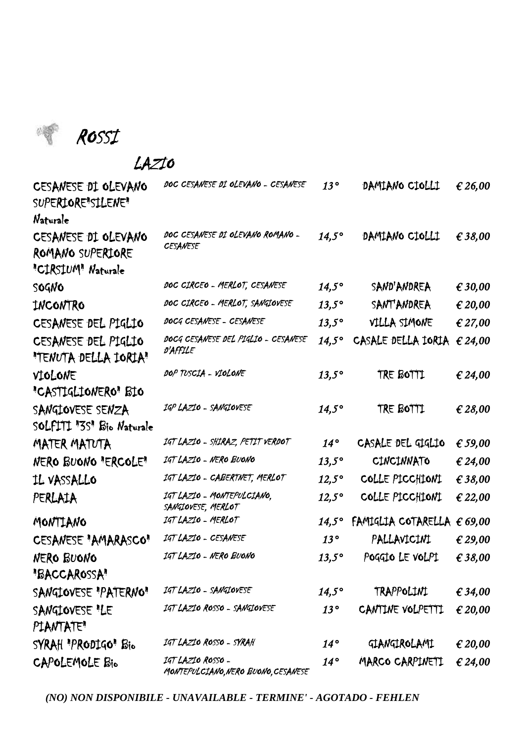# ROSSI

## LAZIO

| | | | | |
|---|---|---|---|---|
| CESANESE DI OLEVANO SUPERIORE"SILENE" Naturale | DOC CESANESE DI OLEVANO - CESANESE | 13° | DAMIANO CIOLLI | € 26,00 |
| CESANESE DI OLEVANO ROMANO SUPERIORE "CIRSIUM" Naturale | DOC CESANESE DI OLEVANO ROMANO - CESANESE | 14,5° | DAMIANO CIOLLI | € 38,00 |
| SOGNO | DOC CIRCEO - MERLOT, CESANESE | 14,5° | SAND'ANDREA | € 30,00 |
| INCONTRO | DOC CIRCEO - MERLOT, SANGIOVESE | 13,5° | SANT'ANDREA | € 20,00 |
| CESANESE DEL PIGLIO | DOCG CESANESE - CESANESE | 13,5° | VILLA SIMONE | € 27,00 |
| CESANESE DEL PIGLIO "TENUTA DELLA IORIA" | DOCG CESANESE DEL PIGLIO - CESANESE D'AFFILE | 14,5° | CASALE DELLA IORIA | € 24,00 |
| VIOLONE "CASTIGLIONERO" BIO | DOP TUSCIA - VIOLONE | 13,5° | TRE BOTTI | € 24,00 |
| SANGIOVESE SENZA SOLFITI "3S" Bio Naturale | IGP LAZIO - SANGIOVESE | 14,5° | TRE BOTTI | € 28,00 |
| MATER MATUTA | IGT LAZIO - SHIRAZ, PETIT VERDOT | 14° | CASALE DEL GIGLIO | € 59,00 |
| NERO BUONO "ERCOLE" | IGT LAZIO - NERO BUONO | 13,5° | CINCINNATO | € 24,00 |
| IL VASSALLO | IGT LAZIO - CABERTNET, MERLOT | 12,5° | COLLE PICCHIONI | € 38,00 |
| PERLAIA | IGT LAZIO - MONTEPULCIANO, SANGIOVESE, MERLOT | 12,5° | COLLE PICCHIONI | € 22,00 |
| MONTIANO | IGT LAZIO - MERLOT | 14,5° | FAMIGLIA COTARELLA | € 69,00 |
| CESANESE "AMARASCO" | IGT LAZIO - CESANESE | 13° | PALLAVICINI | € 29,00 |
| NERO BUONO "BACCAROSSA" | IGT LAZIO - NERO BUONO | 13,5° | POGGIO LE VOLPI | € 38,00 |
| SANGIOVESE "PATERNO" | IGT LAZIO - SANGIOVESE | 14,5° | TRAPPOLINI | € 34,00 |
| SANGIOVESE "LE PIANTATE" | IGT LAZIO ROSSO - SANGIOVESE | 13° | CANTINE VOLPETTI | € 20,00 |
| SYRAH "PRODIGO" Bio | IGT LAZIO ROSSO - SYRAH | 14° | GIANGIROLAMI | € 20,00 |
| CAPOLEMOLE Bio | IGT LAZIO ROSSO - MONTEPULCIANO,NERO BUONO,CESANESE | 14° | MARCO CARPINETI | € 24,00 |

*(NO) NON DISPONIBILE - UNAVAILABLE - TERMINE' - AGOTADO - FEHLEN*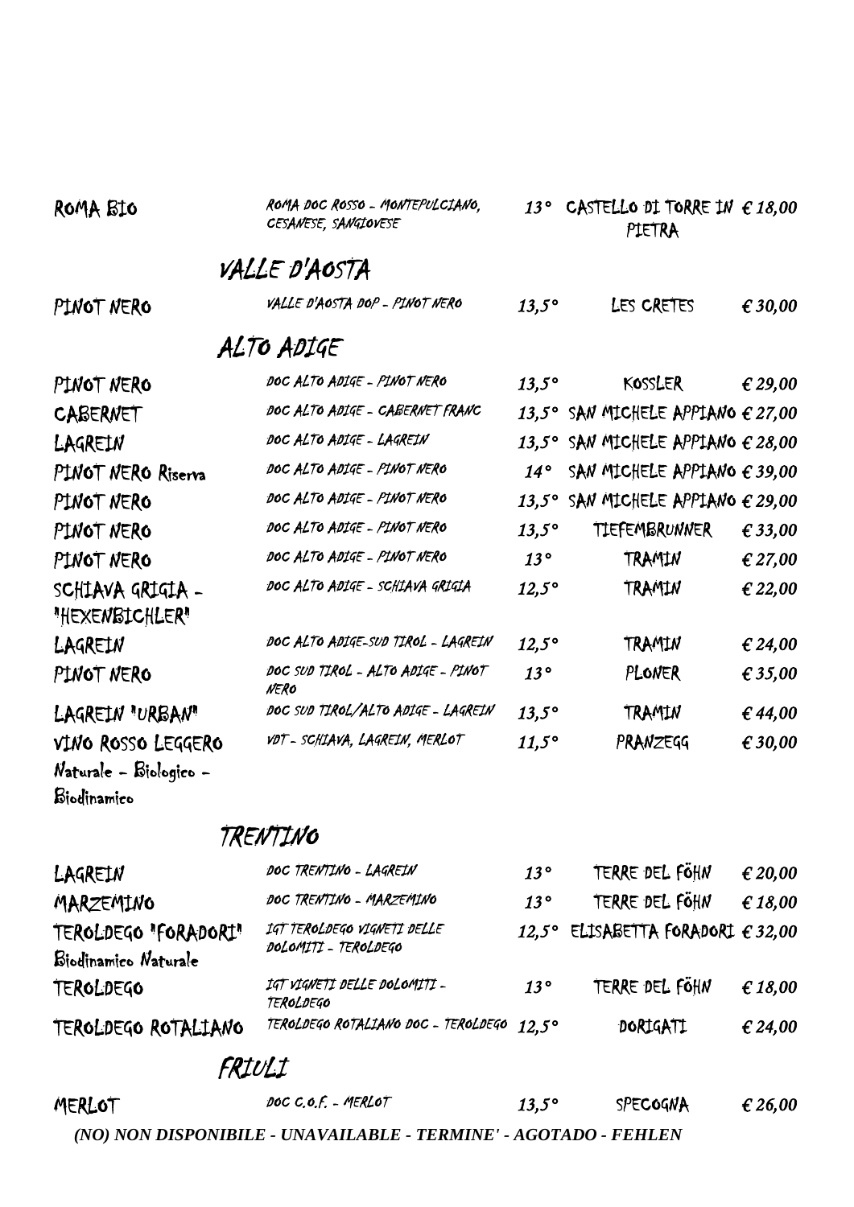| | | | | |
|---|---|---|---|---|
| ROMA BIO | ROMA DOC ROSSO - MONTEPULCIANO, CESANESE, SANGIOVESE | 13° | CASTELLO DI TORRE IN PIETRA | € 18,00 |

## VALLE D'AOSTA

| | | | | |
|---|---|---|---|---|
| PINOT NERO | VALLE D'AOSTA DOP - PINOT NERO | 13,5° | LES CRETES | € 30,00 |

## ALTO ADIGE

| | | | | |
|---|---|---|---|---|
| PINOT NERO | DOC ALTO ADIGE - PINOT NERO | 13,5° | KOSSLER | € 29,00 |
| CABERNET | DOC ALTO ADIGE - CABERNET FRANC | 13,5° | SAN MICHELE APPIANO | € 27,00 |
| LAGREIN | DOC ALTO ADIGE - LAGREIN | 13,5° | SAN MICHELE APPIANO | € 28,00 |
| PINOT NERO Riserva | DOC ALTO ADIGE - PINOT NERO | 14° | SAN MICHELE APPIANO | € 39,00 |
| PINOT NERO | DOC ALTO ADIGE - PINOT NERO | 13,5° | SAN MICHELE APPIANO | € 29,00 |
| PINOT NERO | DOC ALTO ADIGE - PINOT NERO | 13,5° | TIEFEMBRUNNER | € 33,00 |
| PINOT NERO | DOC ALTO ADIGE - PINOT NERO | 13° | TRAMIN | € 27,00 |
| SCHIAVA GRIGIA - "HEXENBICHLER" | DOC ALTO ADIGE - SCHIAVA GRIGIA | 12,5° | TRAMIN | € 22,00 |
| LAGREIN | DOC ALTO ADIGE-SUD TIROL - LAGREIN | 12,5° | TRAMIN | € 24,00 |
| PINOT NERO | DOC SUD TIROL - ALTO ADIGE - PINOT NERO | 13° | PLONER | € 35,00 |
| LAGREIN "URBAN" | DOC SUD TIROL/ALTO ADIGE - LAGREIN | 13,5° | TRAMIN | € 44,00 |
| VINO ROSSO LEGGERO Naturale - Biologico - Biodinamico | VDT - SCHIAVA, LAGREIN, MERLOT | 11,5° | PRANZEGG | € 30,00 |

## TRENTINO

| | | | | |
|---|---|---|---|---|
| LAGREIN | DOC TRENTINO - LAGREIN | 13° | TERRE DEL FÖHN | € 20,00 |
| MARZEMINO | DOC TRENTINO - MARZEMINO | 13° | TERRE DEL FÖHN | € 18,00 |
| TEROLDEGO "FORADORI" Biodinamico Naturale | IGT TEROLDEGO VIGNETI DELLE DOLOMITI - TEROLDEGO | 12,5° | ELISABETTA FORADORI | € 32,00 |
| TEROLDEGO | IGT VIGNETI DELLE DOLOMITI - TEROLDEGO | 13° | TERRE DEL FÖHN | € 18,00 |
| TEROLDEGO ROTALIANO | TEROLDEGO ROTALIANO DOC - TEROLDEGO | 12,5° | DORIGATI | € 24,00 |

## FRIULI

| | | | | |
|---|---|---|---|---|
| MERLOT | DOC C.O.F. - MERLOT | 13,5° | SPECOGNA | € 26,00 |

*(NO) NON DISPONIBILE - UNAVAILABLE - TERMINE' - AGOTADO - FEHLEN*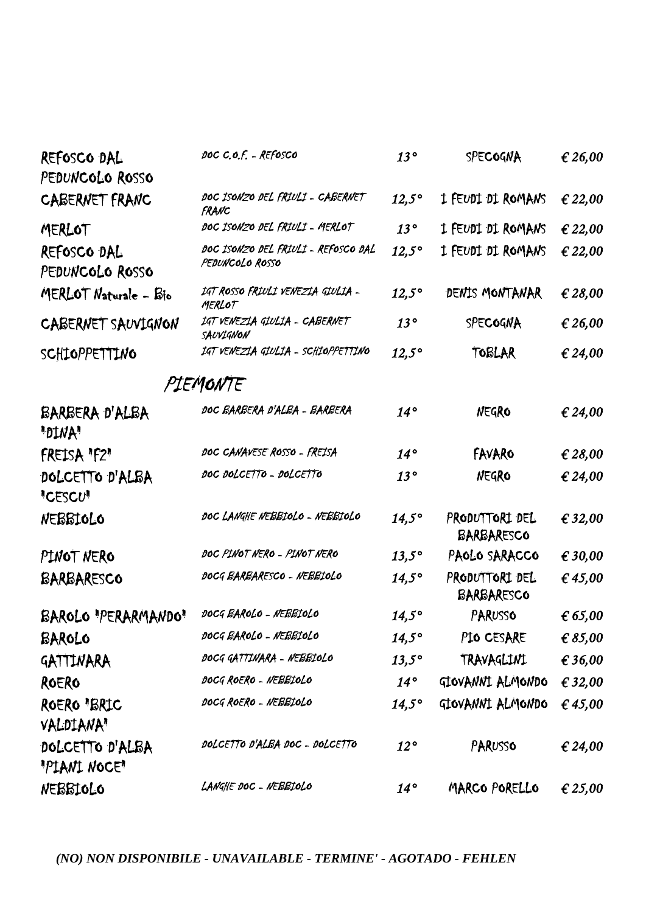| | | | | |
|---|---|---|---|---|
| REFOSCO DAL PEDUNCOLO ROSSO | DOC C.O.F. - REFOSCO | 13° | SPECOGNA | € 26,00 |
| CABERNET FRANC | DOC ISONZO DEL FRIULI - CABERNET FRANC | 12,5° | I FEUDI DI ROMANS | € 22,00 |
| MERLOT | DOC ISONZO DEL FRIULI - MERLOT | 13° | I FEUDI DI ROMANS | € 22,00 |
| REFOSCO DAL PEDUNCOLO ROSSO | DOC ISONZO DEL FRIULI - REFOSCO DAL PEDUNCOLO ROSSO | 12,5° | I FEUDI DI ROMANS | € 22,00 |
| MERLOT Naturale - Bio | IGT ROSSO FRIULI VENEZIA GIULIA - MERLOT | 12,5° | DENIS MONTANAR | € 28,00 |
| CABERNET SAUVIGNON | IGT VENEZIA GIULIA - CABERNET SAUVIGNON | 13° | SPECOGNA | € 26,00 |
| SCHIOPPETTINO | IGT VENEZIA GIULIA - SCHIOPPETTINO | 12,5° | TOBLAR | € 24,00 |

## PIEMONTE

| | | | | |
|---|---|---|---|---|
| BARBERA D'ALBA "DINA" | DOC BARBERA D'ALBA - BARBERA | 14° | NEGRO | € 24,00 |
| FREISA "F2" | DOC CANAVESE ROSSO - FREISA | 14° | FAVARO | € 28,00 |
| DOLCETTO D'ALBA "CESCU" | DOC DOLCETTO - DOLCETTO | 13° | NEGRO | € 24,00 |
| NEBBIOLO | DOC LANGHE NEBBIOLO - NEBBIOLO | 14,5° | PRODUTTORI DEL BARBARESCO | € 32,00 |
| PINOT NERO | DOC PINOT NERO - PINOT NERO | 13,5° | PAOLO SARACCO | € 30,00 |
| BARBARESCO | DOCG BARBARESCO - NEBBIOLO | 14,5° | PRODUTTORI DEL BARBARESCO | € 45,00 |
| BAROLO "PERARMANDO" | DOCG BAROLO - NEBBIOLO | 14,5° | PARUSSO | € 65,00 |
| BAROLO | DOCG BAROLO - NEBBIOLO | 14,5° | PIO CESARE | € 85,00 |
| GATTINARA | DOCG GATTINARA - NEBBIOLO | 13,5° | TRAVAGLINI | € 36,00 |
| ROERO | DOCG ROERO - NEBBIOLO | 14° | GIOVANNI ALMONDO | € 32,00 |
| ROERO "BRIC VALDIANA" | DOCG ROERO - NEBBIOLO | 14,5° | GIOVANNI ALMONDO | € 45,00 |
| DOLCETTO D'ALBA "PIANI NOCE" | DOLCETTO D'ALBA DOC - DOLCETTO | 12° | PARUSSO | € 24,00 |
| NEBBIOLO | LANGHE DOC - NEBBIOLO | 14° | MARCO PORELLO | € 25,00 |

***(NO) NON DISPONIBILE - UNAVAILABLE - TERMINE' - AGOTADO - FEHLEN***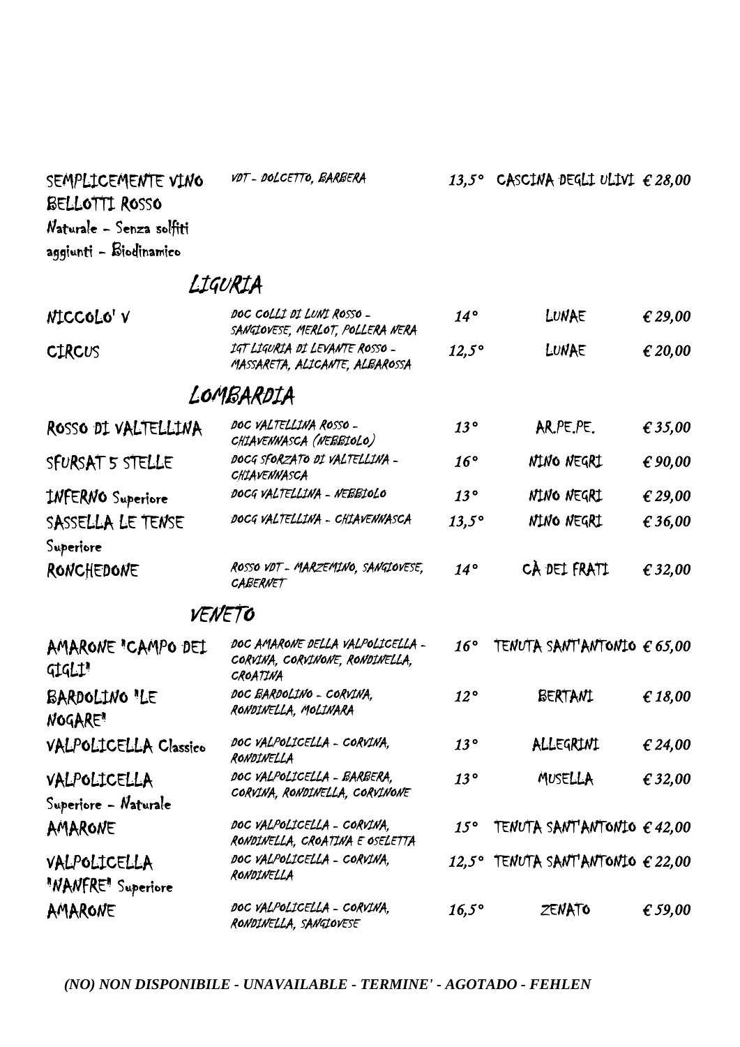| | | | | |
|---|---|---|---|---|
| SEMPLICEMENTE VINO BELLOTTI ROSSO Naturale - Senza solfiti aggiunti - Biodinamico | VDT - DOLCETTO, BARBERA | 13,5° | CASCINA DEGLI ULIVI | € 28,00 |

## LIGURIA

| | | | | |
|---|---|---|---|---|
| NICCOLO' V | DOC COLLI DI LUNI ROSSO - SANGIOVESE, MERLOT, POLLERA NERA | 14° | LUNAE | € 29,00 |
| CIRCUS | IGT LIGURIA DI LEVANTE ROSSO - MASSARETA, ALICANTE, ALBAROSSA | 12,5° | LUNAE | € 20,00 |

## LOMBARDIA

| | | | | |
|---|---|---|---|---|
| ROSSO DI VALTELLINA | DOC VALTELLINA ROSSO - CHIAVENNASCA (NEBBIOLO) | 13° | AR.PE.PE. | € 35,00 |
| SFURSAT 5 STELLE | DOCG SFORZATO DI VALTELLINA - CHIAVENNASCA | 16° | NINO NEGRI | € 90,00 |
| INFERNO Superiore | DOCG VALTELLINA - NEBBIOLO | 13° | NINO NEGRI | € 29,00 |
| SASSELLA LE TENSE Superiore | DOCG VALTELLINA - CHIAVENNASCA | 13,5° | NINO NEGRI | € 36,00 |
| RONCHEDONE | ROSSO VDT - MARZEMINO, SANGIOVESE, CABERNET | 14° | CÀ DEI FRATI | € 32,00 |

## VENETO

| | | | | |
|---|---|---|---|---|
| AMARONE "CAMPO DEI GIGLI" | DOC AMARONE DELLA VALPOLICELLA - CORVINA, CORVINONE, RONDINELLA, CROATINA | 16° | TENUTA SANT'ANTONIO | € 65,00 |
| BARDOLINO "LE NOGARE" | DOC BARDOLINO - CORVINA, RONDINELLA, MOLINARA | 12° | BERTANI | € 18,00 |
| VALPOLICELLA Classico | DOC VALPOLICELLA - CORVINA, RONDINELLA | 13° | ALLEGRINI | € 24,00 |
| VALPOLICELLA Superiore - Naturale | DOC VALPOLICELLA - BARBERA, CORVINA, RONDINELLA, CORVINONE | 13° | MUSELLA | € 32,00 |
| AMARONE | DOC VALPOLICELLA - CORVINA, RONDINELLA, CROATINA E OSELETTA | 15° | TENUTA SANT'ANTONIO | € 42,00 |
| VALPOLICELLA "NANFRE" Superiore | DOC VALPOLICELLA - CORVINA, RONDINELLA | 12,5° | TENUTA SANT'ANTONIO | € 22,00 |
| AMARONE | DOC VALPOLICELLA - CORVINA, RONDINELLA, SANGIOVESE | 16,5° | ZENATO | € 59,00 |

*(NO) NON DISPONIBILE - UNAVAILABLE - TERMINE' - AGOTADO - FEHLEN*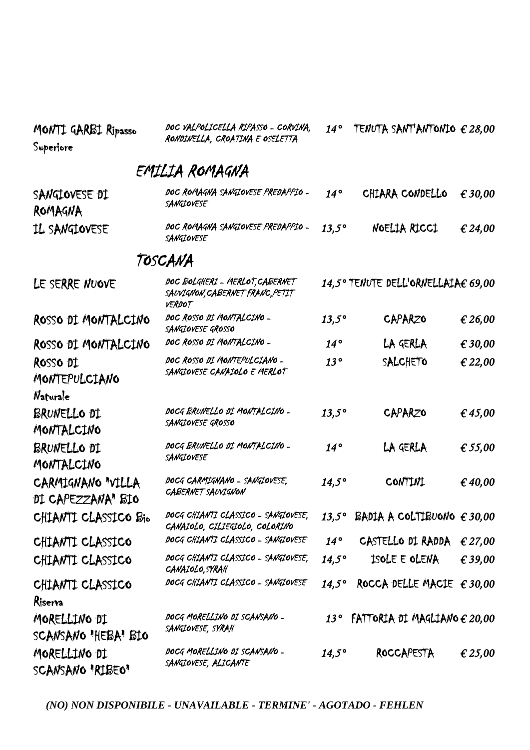| | | | | |
|---|---|---|---|---|
| MONTI GARBI Ripasso Superiore | DOC VALPOLICELLA RIPASSO - CORVINA, RONDINELLA, CROATINA E OSELETTA | 14° | TENUTA SANT'ANTONIO | € 28,00 |

## EMILIA ROMAGNA

| | | | | |
|---|---|---|---|---|
| SANGIOVESE DI ROMAGNA | DOC ROMAGNA SANGIOVESE PREDAPPIO - SANGIOVESE | 14° | CHIARA CONDELLO | € 30,00 |
| IL SANGIOVESE | DOC ROMAGNA SANGIOVESE PREDAPPIO - SANGIOVESE | 13,5° | NOELIA RICCI | € 24,00 |

## TOSCANA

| | | | | |
|---|---|---|---|---|
| LE SERRE NUOVE | DOC BOLGHERI - MERLOT, CABERNET SAUVIGNON, CABERNET FRANC, PETIT VERDOT | 14,5° | TENUTE DELL'ORNELLAIA | € 69,00 |
| ROSSO DI MONTALCINO | DOC ROSSO DI MONTALCINO - SANGIOVESE GROSSO | 13,5° | CAPARZO | € 26,00 |
| ROSSO DI MONTALCINO | DOC ROSSO DI MONTALCINO - | 14° | LA GERLA | € 30,00 |
| ROSSO DI MONTEPULCIANO Naturale | DOC ROSSO DI MONTEPULCIANO - SANGIOVESE CANAIOLO E MERLOT | 13° | SALCHETO | € 22,00 |
| BRUNELLO DI MONTALCINO | DOCG BRUNELLO DI MONTALCINO - SANGIOVESE GROSSO | 13,5° | CAPARZO | € 45,00 |
| BRUNELLO DI MONTALCINO | DOCG BRUNELLO DI MONTALCINO - SANGIOVESE | 14° | LA GERLA | € 55,00 |
| CARMIGNANO "VILLA DI CAPEZZANA" BIO | DOCG CARMIGNANO - SANGIOVESE, CABERNET SAUVIGNON | 14,5° | CONTINI | € 40,00 |
| CHIANTI CLASSICO Bio | DOCG CHIANTI CLASSICO - SANGIOVESE, CANAIOLO, CILIEGIOLO, COLORINO | 13,5° | BADIA A COLTIBUONO | € 30,00 |
| CHIANTI CLASSICO | DOCG CHIANTI CLASSICO - SANGIOVESE | 14° | CASTELLO DI RADDA | € 27,00 |
| CHIANTI CLASSICO | DOCG CHIANTI CLASSICO - SANGIOVESE, CANAIOLO, SYRAH | 14,5° | ISOLE E OLENA | € 39,00 |
| CHIANTI CLASSICO Riserva | DOCG CHIANTI CLASSICO - SANGIOVESE | 14,5° | ROCCA DELLE MACIE | € 30,00 |
| MORELLINO DI SCANSANO "HEBA" BIO | DOCG MORELLINO DI SCANSANO - SANGIOVESE, SYRAH | 13° | FATTORIA DI MAGLIANO | € 20,00 |
| MORELLINO DI SCANSANO "RIBEO" | DOCG MORELLINO DI SCANSANO - SANGIOVESE, ALICANTE | 14,5° | ROCCAPESTA | € 25,00 |

*(NO) NON DISPONIBILE - UNAVAILABLE - TERMINE' - AGOTADO - FEHLEN*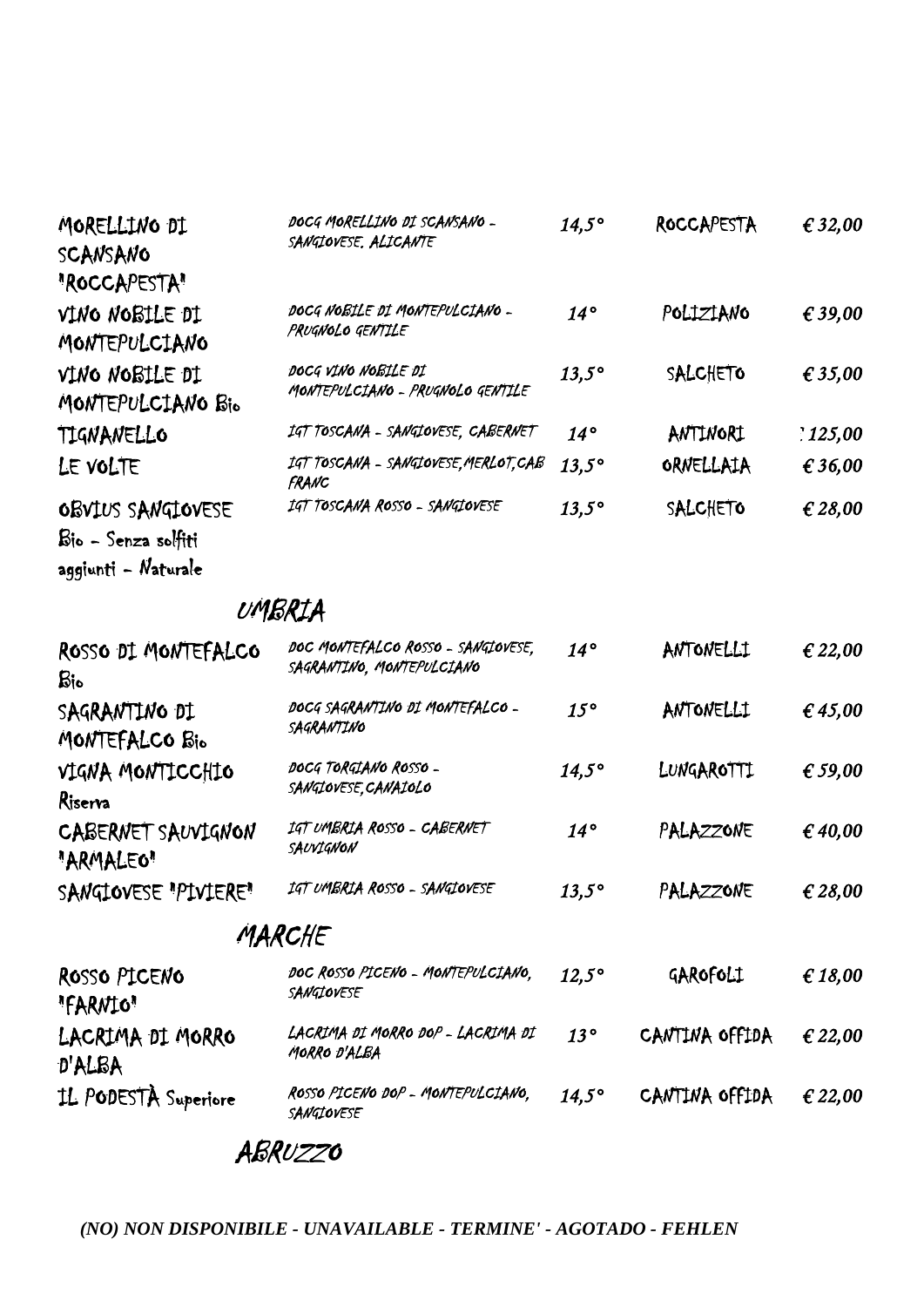| | | | | |
|---|---|---|---|---|
| MORELLINO DI SCANSANO "ROCCAPESTA" | DOCG MORELLINO DI SCANSANO - SANGIOVESE. ALICANTE | 14,5° | ROCCAPESTA | € 32,00 |
| VINO NOBILE DI MONTEPULCIANO | DOCG NOBILE DI MONTEPULCIANO - PRUGNOLO GENTILE | 14° | POLIZIANO | € 39,00 |
| VINO NOBILE DI MONTEPULCIANO Bio | DOCG VINO NOBILE DI MONTEPULCIANO - PRUGNOLO GENTILE | 13,5° | SALCHETO | € 35,00 |
| TIGNANELLO | IGT TOSCANA - SANGIOVESE, CABERNET | 14° | ANTINORI | :125,00 |
| LE VOLTE | IGT TOSCANA - SANGIOVESE,MERLOT,CAB FRANC | 13,5° | ORNELLAIA | € 36,00 |
| OBVIUS SANGIOVESE Bio - Senza solfiti aggiunti - Naturale | IGT TOSCANA ROSSO - SANGIOVESE | 13,5° | SALCHETO | € 28,00 |

## UMBRIA

| | | | | |
|---|---|---|---|---|
| ROSSO DI MONTEFALCO Bio | DOC MONTEFALCO ROSSO - SANGIOVESE, SAGRANTINO, MONTEPULCIANO | 14° | ANTONELLI | € 22,00 |
| SAGRANTINO DI MONTEFALCO Bio | DOCG SAGRANTINO DI MONTEFALCO - SAGRANTINO | 15° | ANTONELLI | € 45,00 |
| VIGNA MONTICCHIO Riserva | DOCG TORGIANO ROSSO - SANGIOVESE,CANAIOLO | 14,5° | LUNGAROTTI | € 59,00 |
| CABERNET SAUVIGNON "ARMALEO" | IGT UMBRIA ROSSO - CABERNET SAUVIGNON | 14° | PALAZZONE | € 40,00 |
| SANGIOVESE "PIVIERE" | IGT UMBRIA ROSSO - SANGIOVESE | 13,5° | PALAZZONE | € 28,00 |

## MARCHE

| | | | | |
|---|---|---|---|---|
| ROSSO PICENO "FARNIO" | DOC ROSSO PICENO - MONTEPULCIANO, SANGIOVESE | 12,5° | GAROFOLI | € 18,00 |
| LACRIMA DI MORRO D'ALBA | LACRIMA DI MORRO DOP - LACRIMA DI MORRO D'ALBA | 13° | CANTINA OFFIDA | € 22,00 |
| IL PODESTÀ Superiore | ROSSO PICENO DOP - MONTEPULCIANO, SANGIOVESE | 14,5° | CANTINA OFFIDA | € 22,00 |

## ABRUZZO

*(NO) NON DISPONIBILE - UNAVAILABLE - TERMINE' - AGOTADO - FEHLEN*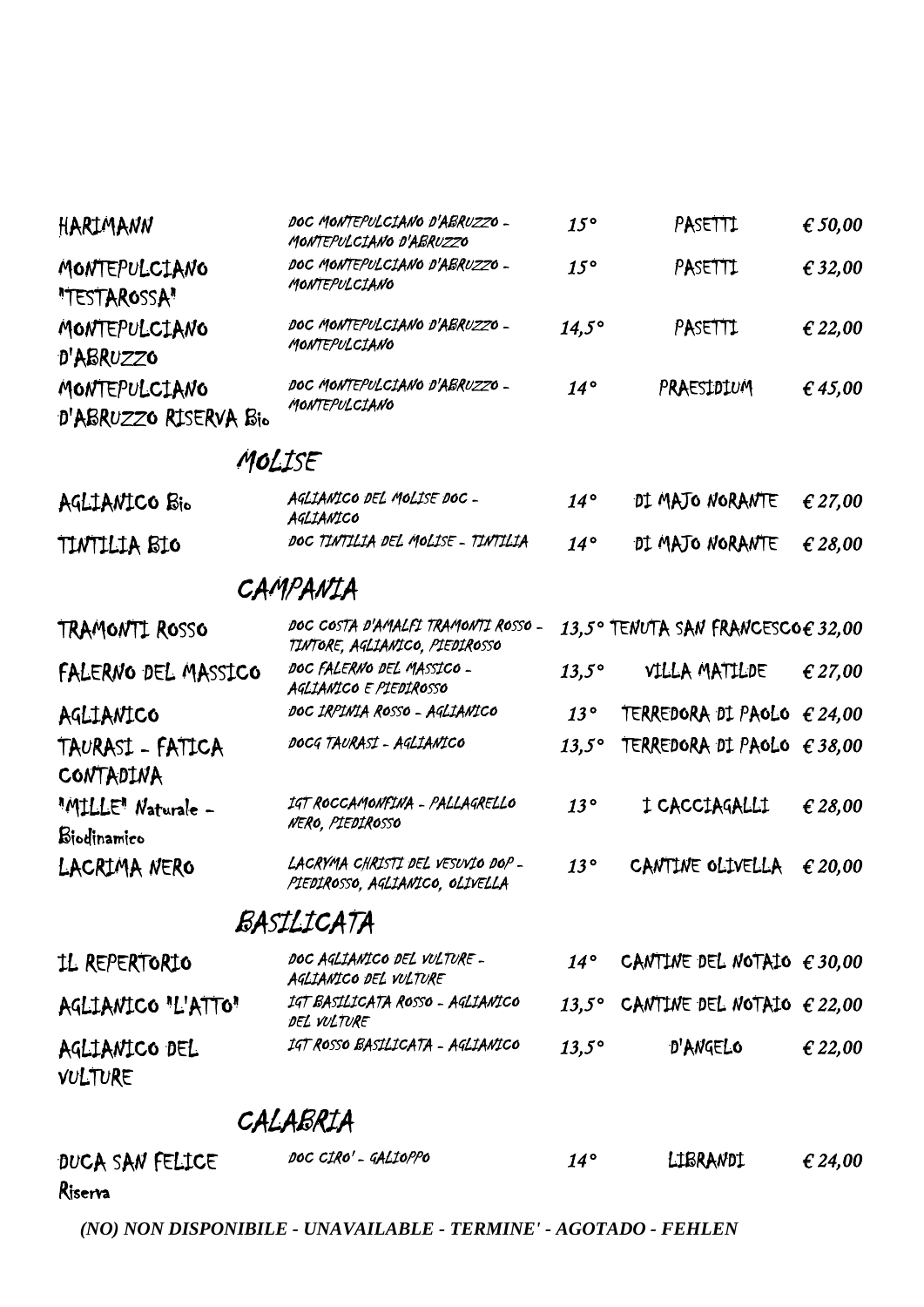| | | | | |
|---|---|---|---|---|
| HARIMANN | DOC MONTEPULCIANO D'ABRUZZO - MONTEPULCIANO D'ABRUZZO | 15° | PASETTI | € 50,00 |
| MONTEPULCIANO "TESTAROSSA" | DOC MONTEPULCIANO D'ABRUZZO - MONTEPULCIANO | 15° | PASETTI | € 32,00 |
| MONTEPULCIANO D'ABRUZZO | DOC MONTEPULCIANO D'ABRUZZO - MONTEPULCIANO | 14,5° | PASETTI | € 22,00 |
| MONTEPULCIANO D'ABRUZZO RISERVA Bio | DOC MONTEPULCIANO D'ABRUZZO - MONTEPULCIANO | 14° | PRAESIDIUM | € 45,00 |

## MOLISE

| | | | | |
|---|---|---|---|---|
| AGLIANICO Bio | AGLIANICO DEL MOLISE DOC - AGLIANICO | 14° | DI MAJO NORANTE | € 27,00 |
| TINTILIA BIO | DOC TINTILIA DEL MOLISE - TINTILIA | 14° | DI MAJO NORANTE | € 28,00 |

## CAMPANIA

| | | | | |
|---|---|---|---|---|
| TRAMONTI ROSSO | DOC COSTA D'AMALFI TRAMONTI ROSSO - TINTORE, AGLIANICO, PIEDIROSSO | 13,5° | TENUTA SAN FRANCESCO | € 32,00 |
| FALERNO DEL MASSICO | DOC FALERNO DEL MASSICO - AGLIANICO E PIEDIROSSO | 13,5° | VILLA MATILDE | € 27,00 |
| AGLIANICO | DOC IRPINIA ROSSO - AGLIANICO | 13° | TERREDORA DI PAOLO | € 24,00 |
| TAURASI - FATICA CONTADINA | DOCG TAURASI - AGLIANICO | 13,5° | TERREDORA DI PAOLO | € 38,00 |
| "MILLE" Naturale - Biodinamico | IGT ROCCAMONFINA - PALLAGRELLO NERO, PIEDIROSSO | 13° | I CACCIAGALLI | € 28,00 |
| LACRIMA NERO | LACRYMA CHRISTI DEL VESUVIO DOP - PIEDIROSSO, AGLIANICO, OLIVELLA | 13° | CANTINE OLIVELLA | € 20,00 |

## BASILICATA

| | | | | |
|---|---|---|---|---|
| IL REPERTORIO | DOC AGLIANICO DEL VULTURE - AGLIANICO DEL VULTURE | 14° | CANTINE DEL NOTAIO | € 30,00 |
| AGLIANICO "L'ATTO" | IGT BASILICATA ROSSO - AGLIANICO DEL VULTURE | 13,5° | CANTINE DEL NOTAIO | € 22,00 |
| AGLIANICO DEL VULTURE | IGT ROSSO BASILICATA - AGLIANICO | 13,5° | D'ANGELO | € 22,00 |

## CALABRIA

| | | | | |
|---|---|---|---|---|
| DUCA SAN FELICE Riserva | DOC CIRO' - GALIOPPO | 14° | LIBRANDI | € 24,00 |

*(NO) NON DISPONIBILE - UNAVAILABLE - TERMINE' - AGOTADO - FEHLEN*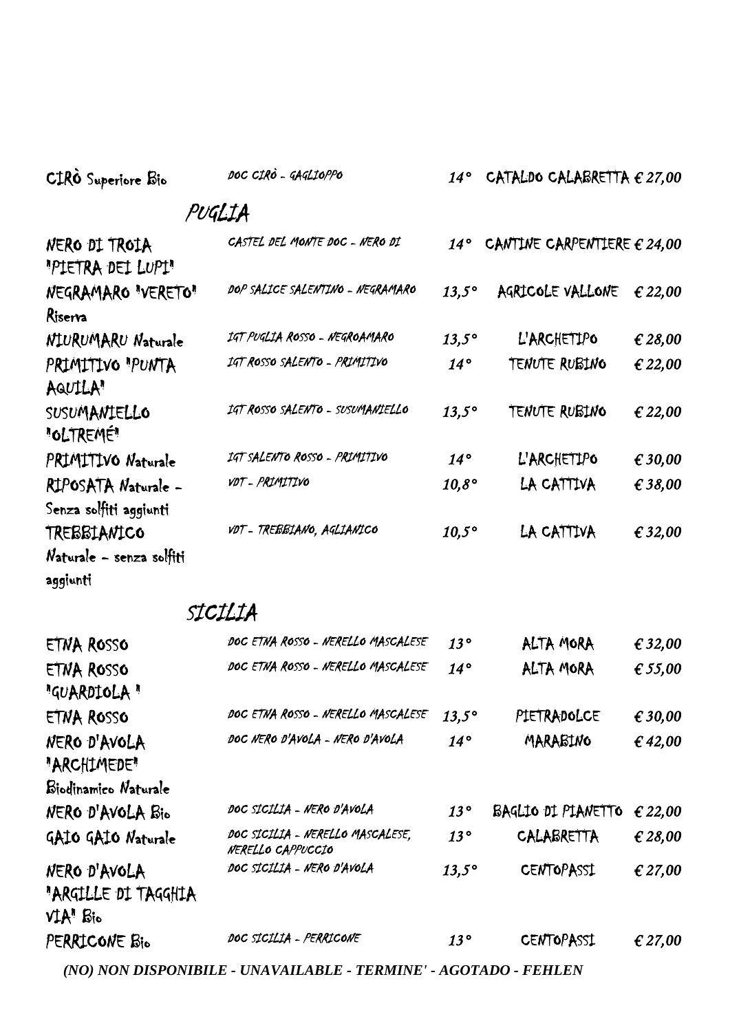| CIRÒ Superiore Bio | DOC CIRÒ - GAGLIOPPO | 14° | CATALDO CALABRETTA | € 27,00 |
|---|---|---|---|---|

## PUGLIA

| | | | | |
|---|---|---|---|---|
| NERO DI TROIA "PIETRA DEI LUPI" | CASTEL DEL MONTE DOC - NERO DI | 14° | CANTINE CARPENTIERE | € 24,00 |
| NEGRAMARO "VERETO" Riserva | DOP SALICE SALENTINO - NEGRAMARO | 13,5° | AGRICOLE VALLONE | € 22,00 |
| NIURUMARU Naturale | IGT PUGLIA ROSSO - NEGROAMARO | 13,5° | L'ARCHETIPO | € 28,00 |
| PRIMITIVO "PUNTA AQUILA" | IGT ROSSO SALENTO - PRIMITIVO | 14° | TENUTE RUBINO | € 22,00 |
| SUSUMANIELLO "OLTREMÉ" | IGT ROSSO SALENTO - SUSUMANIELLO | 13,5° | TENUTE RUBINO | € 22,00 |
| PRIMITIVO Naturale | IGT SALENTO ROSSO - PRIMITIVO | 14° | L'ARCHETIPO | € 30,00 |
| RIPOSATA Naturale - Senza solfiti aggiunti | VDT - PRIMITIVO | 10,8° | LA CATTIVA | € 38,00 |
| TREBBIANICO Naturale - senza solfiti aggiunti | VDT - TREBBIANO, AGLIANICO | 10,5° | LA CATTIVA | € 32,00 |

## SICILIA

| | | | | |
|---|---|---|---|---|
| ETNA ROSSO | DOC ETNA ROSSO - NERELLO MASCALESE | 13° | ALTA MORA | € 32,00 |
| ETNA ROSSO "GUARDIOLA " | DOC ETNA ROSSO - NERELLO MASCALESE | 14° | ALTA MORA | € 55,00 |
| ETNA ROSSO | DOC ETNA ROSSO - NERELLO MASCALESE | 13,5° | PIETRADOLCE | € 30,00 |
| NERO D'AVOLA "ARCHIMEDE" Biodinamico Naturale | DOC NERO D'AVOLA - NERO D'AVOLA | 14° | MARABINO | € 42,00 |
| NERO D'AVOLA Bio | DOC SICILIA - NERO D'AVOLA | 13° | BAGLIO DI PIANETTO | € 22,00 |
| GAIO GAIO Naturale | DOC SICILIA - NERELLO MASCALESE, NERELLO CAPPUCCIO | 13° | CALABRETTA | € 28,00 |
| NERO D'AVOLA "ARGILLE DI TAGGHIA VIA" Bio | DOC SICILIA - NERO D'AVOLA | 13,5° | CENTOPASSI | € 27,00 |
| PERRICONE Bio | DOC SICILIA - PERRICONE | 13° | CENTOPASSI | € 27,00 |

***(NO) NON DISPONIBILE - UNAVAILABLE - TERMINE' - AGOTADO - FEHLEN***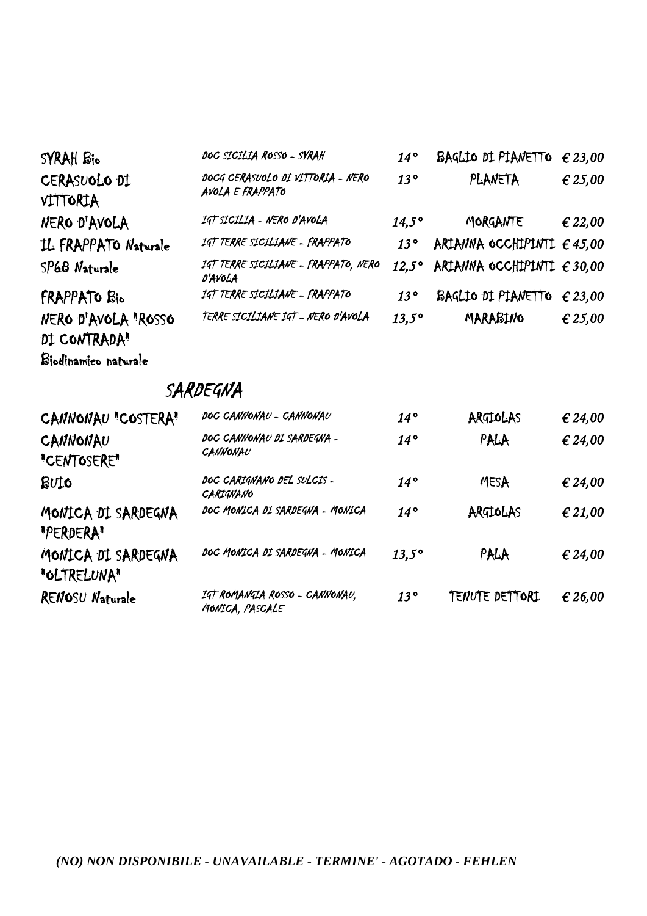| | | | | |
|---|---|---|---|---|
| SYRAH Bio | DOC SICILIA ROSSO - SYRAH | 14° | BAGLIO DI PIANETTO | € 23,00 |
| CERASUOLO DI VITTORIA | DOCG CERASUOLO DI VITTORIA - NERO AVOLA E FRAPPATO | 13° | PLANETA | € 25,00 |
| NERO D'AVOLA | IGT SICILIA - NERO D'AVOLA | 14,5° | MORGANTE | € 22,00 |
| IL FRAPPATO Naturale | IGT TERRE SICILIANE - FRAPPATO | 13° | ARIANNA OCCHIPINTI | € 45,00 |
| SP68 Naturale | IGT TERRE SICILIANE - FRAPPATO, NERO D'AVOLA | 12,5° | ARIANNA OCCHIPINTI | € 30,00 |
| FRAPPATO Bio | IGT TERRE SICILIANE - FRAPPATO | 13° | BAGLIO DI PIANETTO | € 23,00 |
| NERO D'AVOLA "ROSSO DI CONTRADA" Biodinamico naturale | TERRE SICILIANE IGT - NERO D'AVOLA | 13,5° | MARABINO | € 25,00 |

## SARDEGNA

| | | | | |
|---|---|---|---|---|
| CANNONAU "COSTERA" | DOC CANNONAU - CANNONAU | 14° | ARGIOLAS | € 24,00 |
| CANNONAU "CENTOSERE" | DOC CANNONAU DI SARDEGNA - CANNONAU | 14° | PALA | € 24,00 |
| BUIO | DOC CARIGNANO DEL SULCIS - CARIGNANO | 14° | MESA | € 24,00 |
| MONICA DI SARDEGNA "PERDERA" | DOC MONICA DI SARDEGNA - MONICA | 14° | ARGIOLAS | € 21,00 |
| MONICA DI SARDEGNA "OLTRELUNA" | DOC MONICA DI SARDEGNA - MONICA | 13,5° | PALA | € 24,00 |
| RENOSU Naturale | IGT ROMANGIA ROSSO - CANNONAU, MONICA, PASCALE | 13° | TENUTE DETTORI | € 26,00 |

*(NO) NON DISPONIBILE - UNAVAILABLE - TERMINE' - AGOTADO - FEHLEN*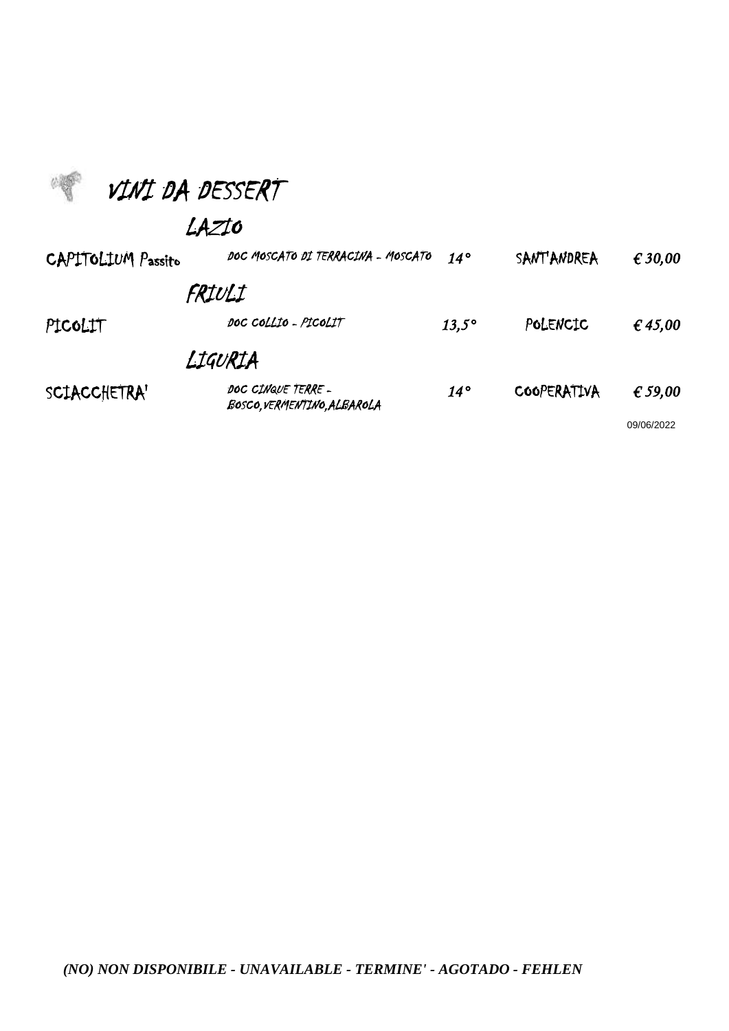# VINI DA DESSERT

## LAZIO

| | | | | |
|---|---|---|---|---|
| CAPITOLIUM Passito | DOC MOSCATO DI TERRACINA - MOSCATO | *14°* | SANT'ANDREA | *€ 30,00* |

## FRIULI

| | | | | |
|---|---|---|---|---|
| PICOLIT | DOC COLLIO - PICOLIT | *13,5°* | POLENCIC | *€ 45,00* |

## LIGURIA

| | | | | |
|---|---|---|---|---|
| SCIACCHETRA' | DOC CINQUE TERRE - BOSCO,VERMENTINO,ALBAROLA | *14°* | COOPERATIVA | *€ 59,00* |

09/06/2022

***(NO) NON DISPONIBILE - UNAVAILABLE - TERMINE' - AGOTADO - FEHLEN***